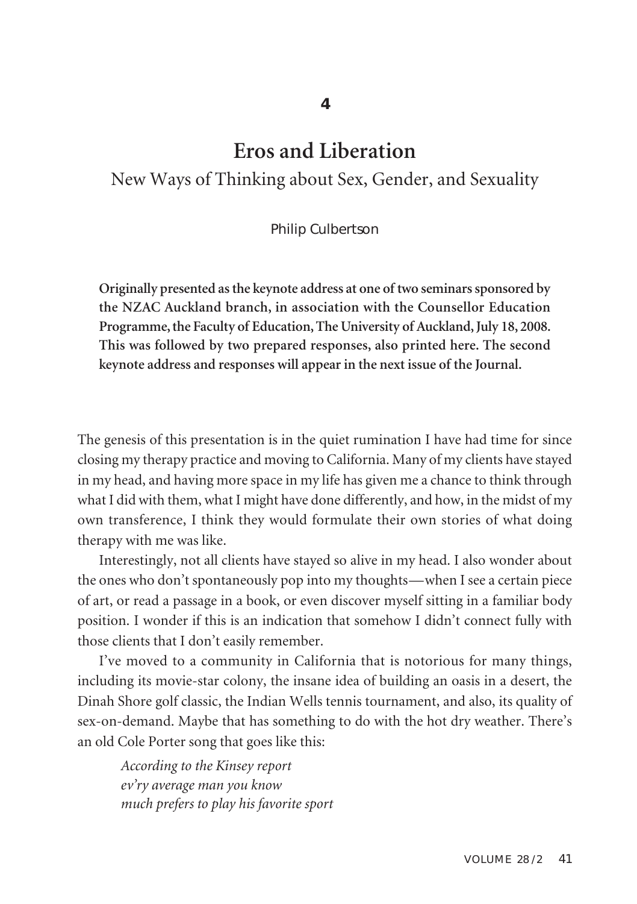4

# Eros and Liberation

## New Ways of Thinking about Sex, Gender, and Sexuality

Philip Culbertson

**Originally presented as the keynote address at one of two seminars sponsored by the NZAC Auckland branch, in association with the Counsellor Education Programme, the Faculty of Education, The University of Auckland, July 18, 2008. This was followed by two prepared responses, also printed here. The second keynote address and responses will appear in the next issue of the Journal.**

The genesis of this presentation is in the quiet rumination I have had time for since closing my therapy practice and moving to California. Many of my clients have stayed in my head, and having more space in my life has given me a chance to think through what I did with them, what I might have done differently, and how, in the midst of my own transference, I think they would formulate their own stories of what doing therapy with me was like.

Interestingly, not all clients have stayed so alive in my head. I also wonder about the ones who don't spontaneously pop into my thoughts—when I see a certain piece of art, or read a passage in a book, or even discover myself sitting in a familiar body position. I wonder if this is an indication that somehow I didn't connect fully with those clients that I don't easily remember.

I've moved to a community in California that is notorious for many things, including its movie-star colony, the insane idea of building an oasis in a desert, the Dinah Shore golf classic, the Indian Wells tennis tournament, and also, its quality of sex-on-demand. Maybe that has something to do with the hot dry weather. There's an old Cole Porter song that goes like this:

> *According to the Kinsey report*
> *ev'ry average man you know*
> *much prefers to play his favorite sport*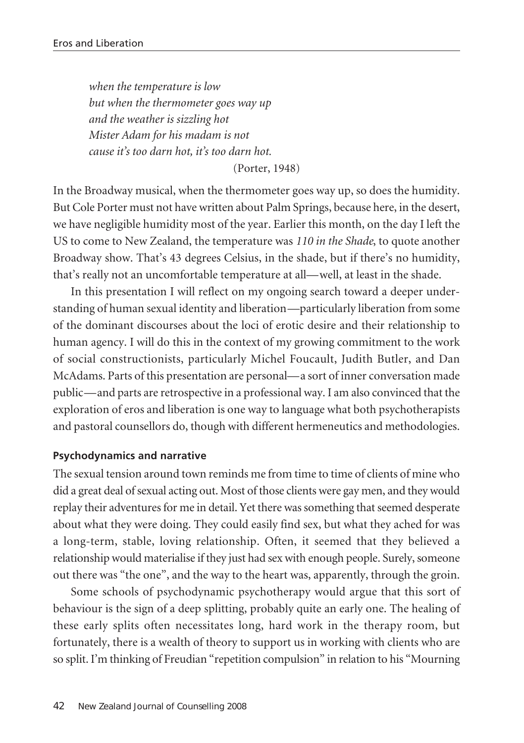*when the temperature is low*
*but when the thermometer goes way up*
*and the weather is sizzling hot*
*Mister Adam for his madam is not*
*cause it's too darn hot, it's too darn hot.*

(Porter, 1948)

In the Broadway musical, when the thermometer goes way up, so does the humidity. But Cole Porter must not have written about Palm Springs, because here, in the desert, we have negligible humidity most of the year. Earlier this month, on the day I left the US to come to New Zealand, the temperature was *110 in the Shade*, to quote another Broadway show. That's 43 degrees Celsius, in the shade, but if there's no humidity, that's really not an uncomfortable temperature at all—well, at least in the shade.

In this presentation I will reflect on my ongoing search toward a deeper understanding of human sexual identity and liberation—particularly liberation from some of the dominant discourses about the loci of erotic desire and their relationship to human agency. I will do this in the context of my growing commitment to the work of social constructionists, particularly Michel Foucault, Judith Butler, and Dan McAdams. Parts of this presentation are personal—a sort of inner conversation made public—and parts are retrospective in a professional way. I am also convinced that the exploration of eros and liberation is one way to language what both psychotherapists and pastoral counsellors do, though with different hermeneutics and methodologies.

**Psychodynamics and narrative**

The sexual tension around town reminds me from time to time of clients of mine who did a great deal of sexual acting out. Most of those clients were gay men, and they would replay their adventures for me in detail. Yet there was something that seemed desperate about what they were doing. They could easily find sex, but what they ached for was a long-term, stable, loving relationship. Often, it seemed that they believed a relationship would materialise if they just had sex with enough people. Surely, someone out there was "the one", and the way to the heart was, apparently, through the groin.

Some schools of psychodynamic psychotherapy would argue that this sort of behaviour is the sign of a deep splitting, probably quite an early one. The healing of these early splits often necessitates long, hard work in the therapy room, but fortunately, there is a wealth of theory to support us in working with clients who are so split. I'm thinking of Freudian "repetition compulsion" in relation to his "Mourning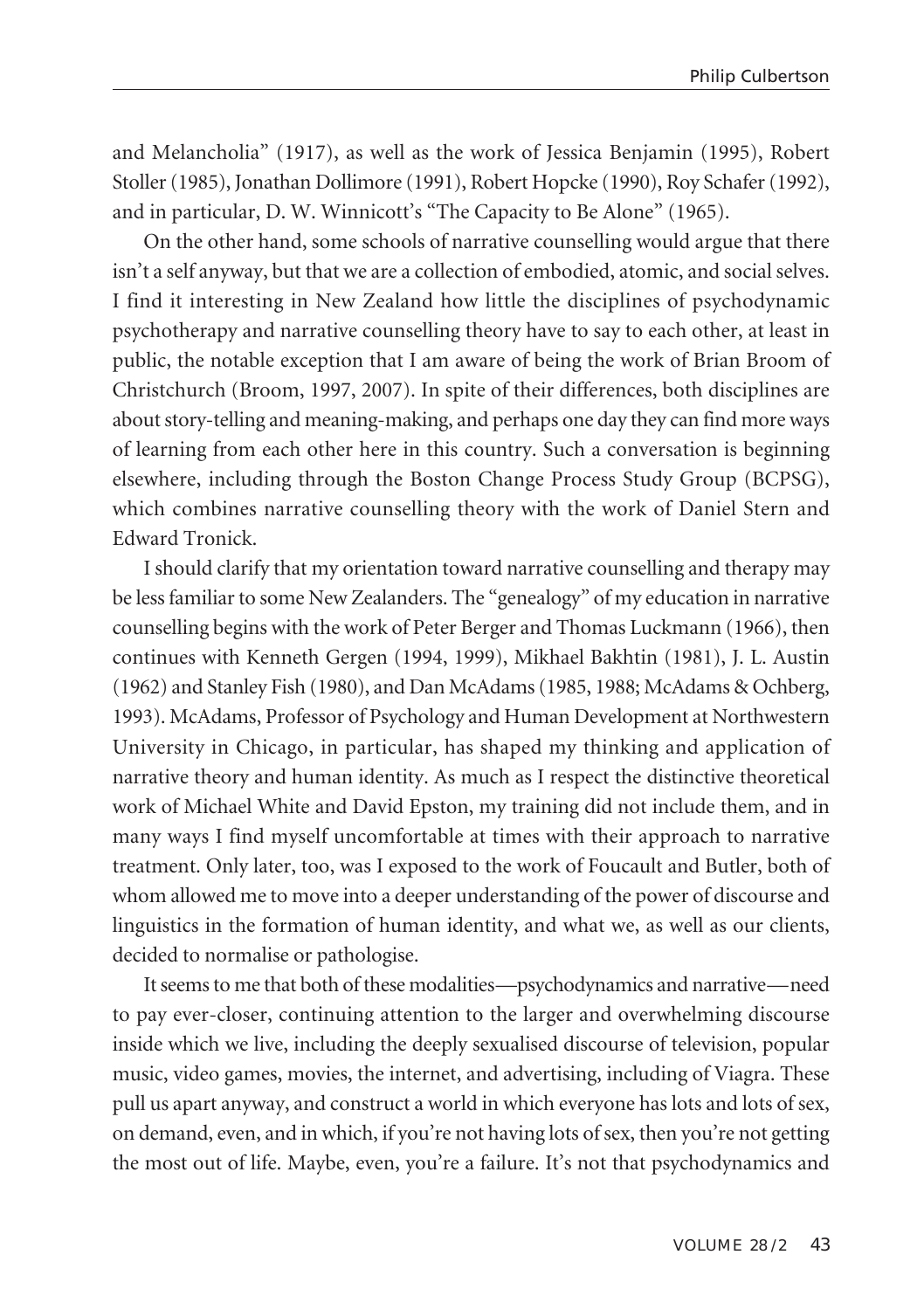and Melancholia" (1917), as well as the work of Jessica Benjamin (1995), Robert Stoller (1985), Jonathan Dollimore (1991), Robert Hopcke (1990), Roy Schafer (1992), and in particular, D. W. Winnicott's "The Capacity to Be Alone" (1965).

On the other hand, some schools of narrative counselling would argue that there isn't a self anyway, but that we are a collection of embodied, atomic, and social selves. I find it interesting in New Zealand how little the disciplines of psychodynamic psychotherapy and narrative counselling theory have to say to each other, at least in public, the notable exception that I am aware of being the work of Brian Broom of Christchurch (Broom, 1997, 2007). In spite of their differences, both disciplines are about story-telling and meaning-making, and perhaps one day they can find more ways of learning from each other here in this country. Such a conversation is beginning elsewhere, including through the Boston Change Process Study Group (BCPSG), which combines narrative counselling theory with the work of Daniel Stern and Edward Tronick.

I should clarify that my orientation toward narrative counselling and therapy may be less familiar to some New Zealanders. The "genealogy" of my education in narrative counselling begins with the work of Peter Berger and Thomas Luckmann (1966), then continues with Kenneth Gergen (1994, 1999), Mikhael Bakhtin (1981), J. L. Austin (1962) and Stanley Fish (1980), and Dan McAdams (1985, 1988; McAdams & Ochberg, 1993). McAdams, Professor of Psychology and Human Development at Northwestern University in Chicago, in particular, has shaped my thinking and application of narrative theory and human identity. As much as I respect the distinctive theoretical work of Michael White and David Epston, my training did not include them, and in many ways I find myself uncomfortable at times with their approach to narrative treatment. Only later, too, was I exposed to the work of Foucault and Butler, both of whom allowed me to move into a deeper understanding of the power of discourse and linguistics in the formation of human identity, and what we, as well as our clients, decided to normalise or pathologise.

It seems to me that both of these modalities—psychodynamics and narrative—need to pay ever-closer, continuing attention to the larger and overwhelming discourse inside which we live, including the deeply sexualised discourse of television, popular music, video games, movies, the internet, and advertising, including of Viagra. These pull us apart anyway, and construct a world in which everyone has lots and lots of sex, on demand, even, and in which, if you're not having lots of sex, then you're not getting the most out of life. Maybe, even, you're a failure. It's not that psychodynamics and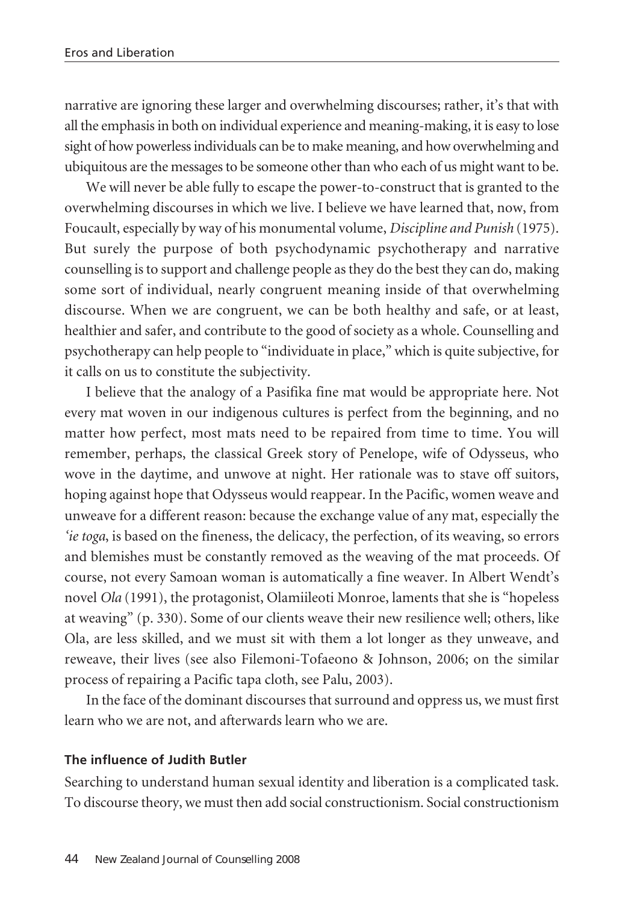narrative are ignoring these larger and overwhelming discourses; rather, it's that with all the emphasis in both on individual experience and meaning-making, it is easy to lose sight of how powerless individuals can be to make meaning, and how overwhelming and ubiquitous are the messages to be someone other than who each of us might want to be.

We will never be able fully to escape the power-to-construct that is granted to the overwhelming discourses in which we live. I believe we have learned that, now, from Foucault, especially by way of his monumental volume, *Discipline and Punish* (1975). But surely the purpose of both psychodynamic psychotherapy and narrative counselling is to support and challenge people as they do the best they can do, making some sort of individual, nearly congruent meaning inside of that overwhelming discourse. When we are congruent, we can be both healthy and safe, or at least, healthier and safer, and contribute to the good of society as a whole. Counselling and psychotherapy can help people to "individuate in place," which is quite subjective, for it calls on us to constitute the subjectivity.

I believe that the analogy of a Pasifika fine mat would be appropriate here. Not every mat woven in our indigenous cultures is perfect from the beginning, and no matter how perfect, most mats need to be repaired from time to time. You will remember, perhaps, the classical Greek story of Penelope, wife of Odysseus, who wove in the daytime, and unwove at night. Her rationale was to stave off suitors, hoping against hope that Odysseus would reappear. In the Pacific, women weave and unweave for a different reason: because the exchange value of any mat, especially the *'ie toga*, is based on the fineness, the delicacy, the perfection, of its weaving, so errors and blemishes must be constantly removed as the weaving of the mat proceeds. Of course, not every Samoan woman is automatically a fine weaver. In Albert Wendt's novel *Ola* (1991), the protagonist, Olamiileoti Monroe, laments that she is "hopeless at weaving" (p. 330). Some of our clients weave their new resilience well; others, like Ola, are less skilled, and we must sit with them a lot longer as they unweave, and reweave, their lives (see also Filemoni-Tofaeono & Johnson, 2006; on the similar process of repairing a Pacific tapa cloth, see Palu, 2003).

In the face of the dominant discourses that surround and oppress us, we must first learn who we are not, and afterwards learn who we are.

### The influence of Judith Butler

Searching to understand human sexual identity and liberation is a complicated task. To discourse theory, we must then add social constructionism. Social constructionism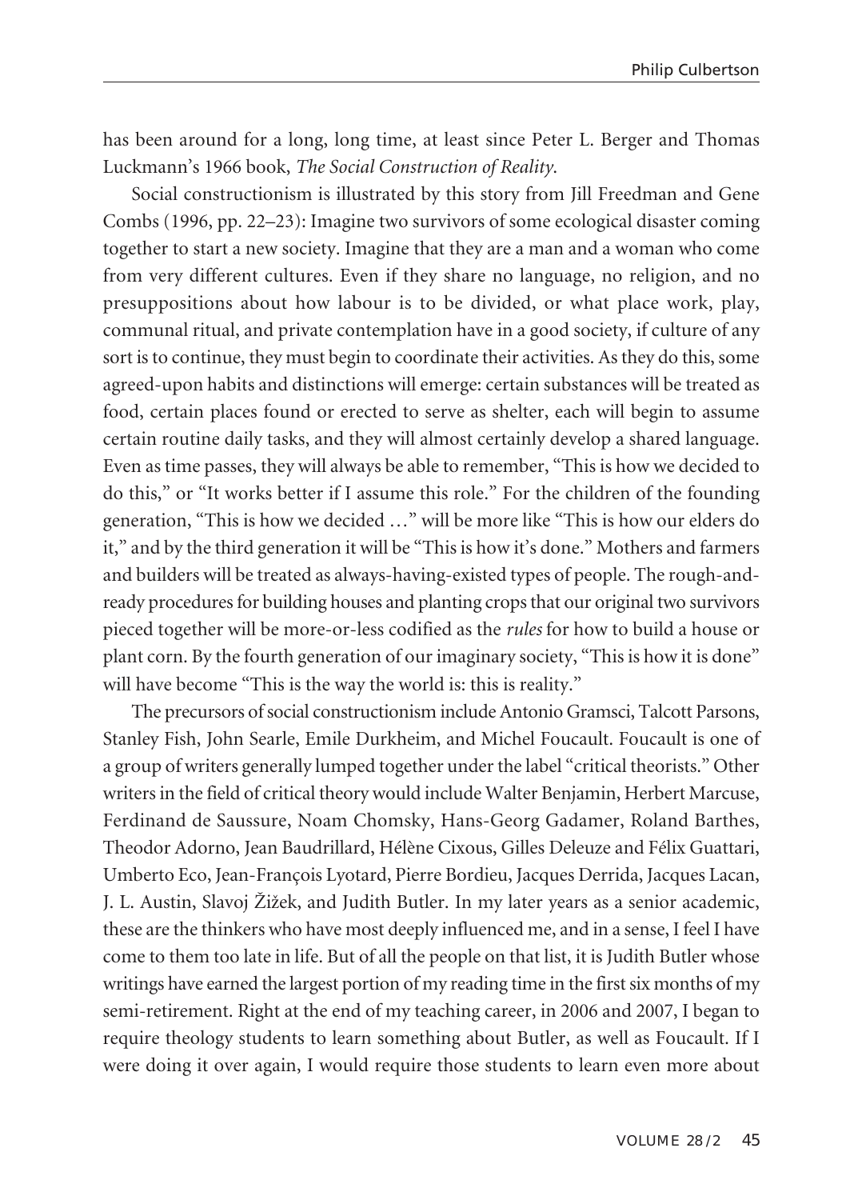has been around for a long, long time, at least since Peter L. Berger and Thomas Luckmann's 1966 book, *The Social Construction of Reality*.

Social constructionism is illustrated by this story from Jill Freedman and Gene Combs (1996, pp. 22–23): Imagine two survivors of some ecological disaster coming together to start a new society. Imagine that they are a man and a woman who come from very different cultures. Even if they share no language, no religion, and no presuppositions about how labour is to be divided, or what place work, play, communal ritual, and private contemplation have in a good society, if culture of any sort is to continue, they must begin to coordinate their activities. As they do this, some agreed-upon habits and distinctions will emerge: certain substances will be treated as food, certain places found or erected to serve as shelter, each will begin to assume certain routine daily tasks, and they will almost certainly develop a shared language. Even as time passes, they will always be able to remember, "This is how we decided to do this," or "It works better if I assume this role." For the children of the founding generation, "This is how we decided …" will be more like "This is how our elders do it," and by the third generation it will be "This is how it's done." Mothers and farmers and builders will be treated as always-having-existed types of people. The rough-and-ready procedures for building houses and planting crops that our original two survivors pieced together will be more-or-less codified as the *rules* for how to build a house or plant corn. By the fourth generation of our imaginary society, "This is how it is done" will have become "This is the way the world is: this is reality."

The precursors of social constructionism include Antonio Gramsci, Talcott Parsons, Stanley Fish, John Searle, Emile Durkheim, and Michel Foucault. Foucault is one of a group of writers generally lumped together under the label "critical theorists." Other writers in the field of critical theory would include Walter Benjamin, Herbert Marcuse, Ferdinand de Saussure, Noam Chomsky, Hans-Georg Gadamer, Roland Barthes, Theodor Adorno, Jean Baudrillard, Hélène Cixous, Gilles Deleuze and Félix Guattari, Umberto Eco, Jean-François Lyotard, Pierre Bordieu, Jacques Derrida, Jacques Lacan, J. L. Austin, Slavoj Žižek, and Judith Butler. In my later years as a senior academic, these are the thinkers who have most deeply influenced me, and in a sense, I feel I have come to them too late in life. But of all the people on that list, it is Judith Butler whose writings have earned the largest portion of my reading time in the first six months of my semi-retirement. Right at the end of my teaching career, in 2006 and 2007, I began to require theology students to learn something about Butler, as well as Foucault. If I were doing it over again, I would require those students to learn even more about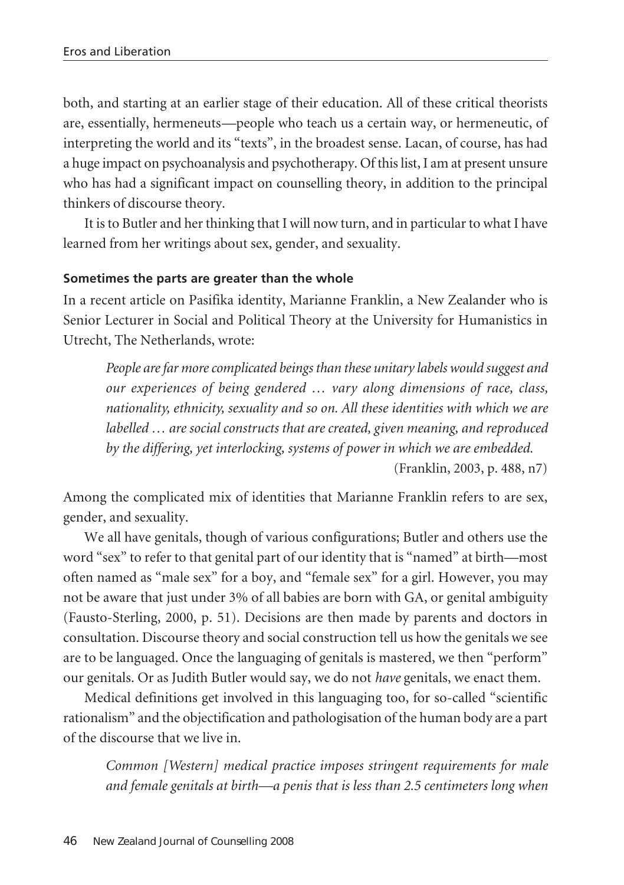both, and starting at an earlier stage of their education. All of these critical theorists are, essentially, hermeneuts—people who teach us a certain way, or hermeneutic, of interpreting the world and its "texts", in the broadest sense. Lacan, of course, has had a huge impact on psychoanalysis and psychotherapy. Of this list, I am at present unsure who has had a significant impact on counselling theory, in addition to the principal thinkers of discourse theory.

It is to Butler and her thinking that I will now turn, and in particular to what I have learned from her writings about sex, gender, and sexuality.

**Sometimes the parts are greater than the whole**

In a recent article on Pasifika identity, Marianne Franklin, a New Zealander who is Senior Lecturer in Social and Political Theory at the University for Humanistics in Utrecht, The Netherlands, wrote:

> *People are far more complicated beings than these unitary labels would suggest and our experiences of being gendered … vary along dimensions of race, class, nationality, ethnicity, sexuality and so on. All these identities with which we are labelled … are social constructs that are created, given meaning, and reproduced by the differing, yet interlocking, systems of power in which we are embedded.*
>
> (Franklin, 2003, p. 488, n7)

Among the complicated mix of identities that Marianne Franklin refers to are sex, gender, and sexuality.

We all have genitals, though of various configurations; Butler and others use the word "sex" to refer to that genital part of our identity that is "named" at birth—most often named as "male sex" for a boy, and "female sex" for a girl. However, you may not be aware that just under 3% of all babies are born with GA, or genital ambiguity (Fausto-Sterling, 2000, p. 51). Decisions are then made by parents and doctors in consultation. Discourse theory and social construction tell us how the genitals we see are to be languaged. Once the languaging of genitals is mastered, we then "perform" our genitals. Or as Judith Butler would say, we do not *have* genitals, we enact them.

Medical definitions get involved in this languaging too, for so-called "scientific rationalism" and the objectification and pathologisation of the human body are a part of the discourse that we live in.

> *Common [Western] medical practice imposes stringent requirements for male and female genitals at birth—a penis that is less than 2.5 centimeters long when*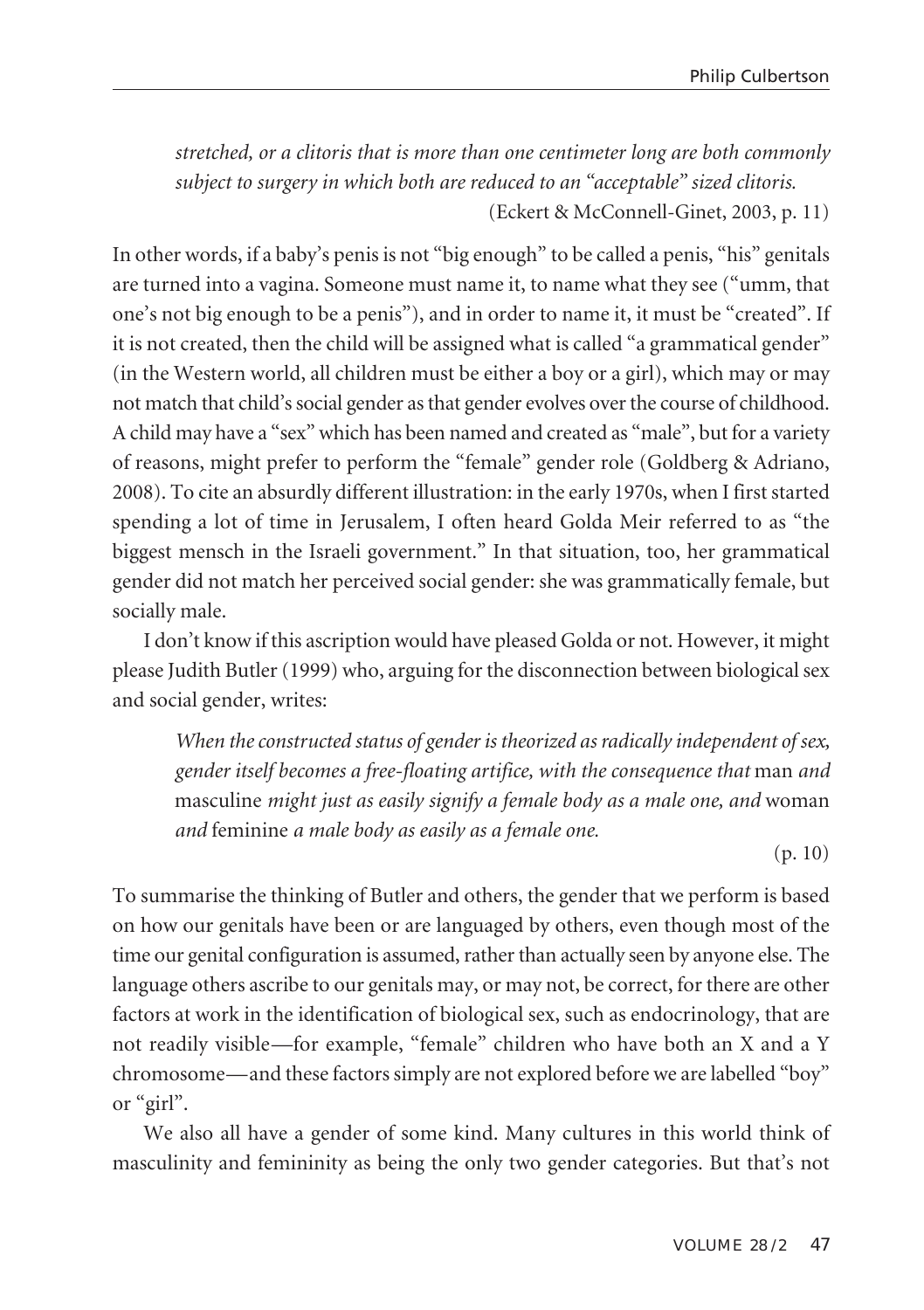*stretched, or a clitoris that is more than one centimeter long are both commonly subject to surgery in which both are reduced to an "acceptable" sized clitoris.*
(Eckert & McConnell-Ginet, 2003, p. 11)

In other words, if a baby's penis is not "big enough" to be called a penis, "his" genitals are turned into a vagina. Someone must name it, to name what they see ("umm, that one's not big enough to be a penis"), and in order to name it, it must be "created". If it is not created, then the child will be assigned what is called "a grammatical gender" (in the Western world, all children must be either a boy or a girl), which may or may not match that child's social gender as that gender evolves over the course of childhood. A child may have a "sex" which has been named and created as "male", but for a variety of reasons, might prefer to perform the "female" gender role (Goldberg & Adriano, 2008). To cite an absurdly different illustration: in the early 1970s, when I first started spending a lot of time in Jerusalem, I often heard Golda Meir referred to as "the biggest mensch in the Israeli government." In that situation, too, her grammatical gender did not match her perceived social gender: she was grammatically female, but socially male.

I don't know if this ascription would have pleased Golda or not. However, it might please Judith Butler (1999) who, arguing for the disconnection between biological sex and social gender, writes:

> *When the constructed status of gender is theorized as radically independent of sex, gender itself becomes a free-floating artifice, with the consequence that* man *and* masculine *might just as easily signify a female body as a male one, and* woman *and* feminine *a male body as easily as a female one.*
> (p. 10)

To summarise the thinking of Butler and others, the gender that we perform is based on how our genitals have been or are languaged by others, even though most of the time our genital configuration is assumed, rather than actually seen by anyone else. The language others ascribe to our genitals may, or may not, be correct, for there are other factors at work in the identification of biological sex, such as endocrinology, that are not readily visible—for example, "female" children who have both an X and a Y chromosome—and these factors simply are not explored before we are labelled "boy" or "girl".

We also all have a gender of some kind. Many cultures in this world think of masculinity and femininity as being the only two gender categories. But that's not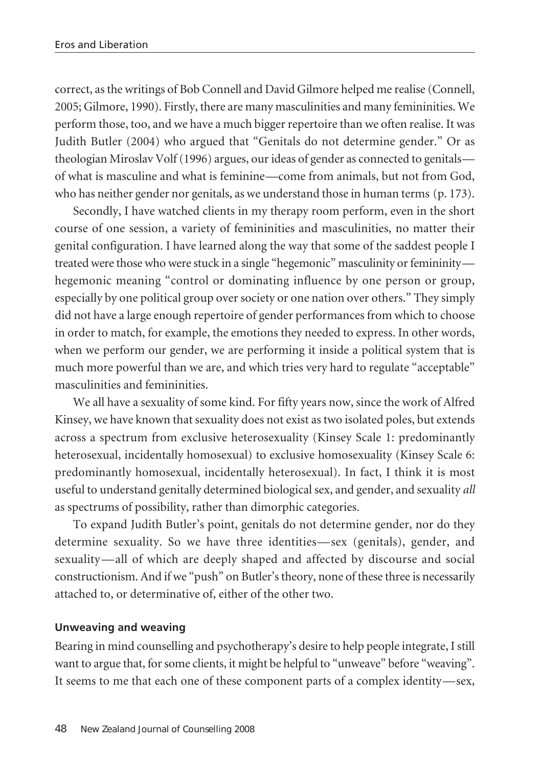correct, as the writings of Bob Connell and David Gilmore helped me realise (Connell, 2005; Gilmore, 1990). Firstly, there are many masculinities and many femininities. We perform those, too, and we have a much bigger repertoire than we often realise. It was Judith Butler (2004) who argued that "Genitals do not determine gender." Or as theologian Miroslav Volf (1996) argues, our ideas of gender as connected to genitals—of what is masculine and what is feminine—come from animals, but not from God, who has neither gender nor genitals, as we understand those in human terms (p. 173).

Secondly, I have watched clients in my therapy room perform, even in the short course of one session, a variety of femininities and masculinities, no matter their genital configuration. I have learned along the way that some of the saddest people I treated were those who were stuck in a single "hegemonic" masculinity or femininity—hegemonic meaning "control or dominating influence by one person or group, especially by one political group over society or one nation over others." They simply did not have a large enough repertoire of gender performances from which to choose in order to match, for example, the emotions they needed to express. In other words, when we perform our gender, we are performing it inside a political system that is much more powerful than we are, and which tries very hard to regulate "acceptable" masculinities and femininities.

We all have a sexuality of some kind. For fifty years now, since the work of Alfred Kinsey, we have known that sexuality does not exist as two isolated poles, but extends across a spectrum from exclusive heterosexuality (Kinsey Scale 1: predominantly heterosexual, incidentally homosexual) to exclusive homosexuality (Kinsey Scale 6: predominantly homosexual, incidentally heterosexual). In fact, I think it is most useful to understand genitally determined biological sex, and gender, and sexuality *all* as spectrums of possibility, rather than dimorphic categories.

To expand Judith Butler's point, genitals do not determine gender, nor do they determine sexuality. So we have three identities—sex (genitals), gender, and sexuality—all of which are deeply shaped and affected by discourse and social constructionism. And if we "push" on Butler's theory, none of these three is necessarily attached to, or determinative of, either of the other two.

#### Unweaving and weaving

Bearing in mind counselling and psychotherapy's desire to help people integrate, I still want to argue that, for some clients, it might be helpful to "unweave" before "weaving". It seems to me that each one of these component parts of a complex identity—sex,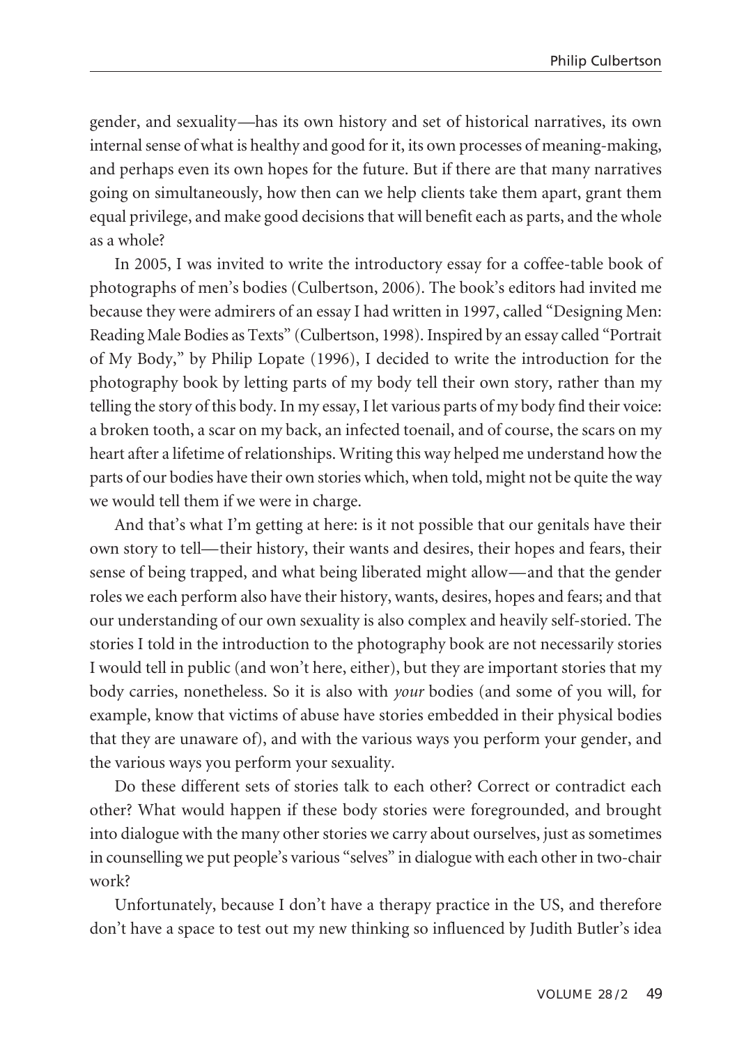gender, and sexuality—has its own history and set of historical narratives, its own internal sense of what is healthy and good for it, its own processes of meaning-making, and perhaps even its own hopes for the future. But if there are that many narratives going on simultaneously, how then can we help clients take them apart, grant them equal privilege, and make good decisions that will benefit each as parts, and the whole as a whole?

In 2005, I was invited to write the introductory essay for a coffee-table book of photographs of men's bodies (Culbertson, 2006). The book's editors had invited me because they were admirers of an essay I had written in 1997, called "Designing Men: Reading Male Bodies as Texts" (Culbertson, 1998). Inspired by an essay called "Portrait of My Body," by Philip Lopate (1996), I decided to write the introduction for the photography book by letting parts of my body tell their own story, rather than my telling the story of this body. In my essay, I let various parts of my body find their voice: a broken tooth, a scar on my back, an infected toenail, and of course, the scars on my heart after a lifetime of relationships. Writing this way helped me understand how the parts of our bodies have their own stories which, when told, might not be quite the way we would tell them if we were in charge.

And that's what I'm getting at here: is it not possible that our genitals have their own story to tell—their history, their wants and desires, their hopes and fears, their sense of being trapped, and what being liberated might allow—and that the gender roles we each perform also have their history, wants, desires, hopes and fears; and that our understanding of our own sexuality is also complex and heavily self-storied. The stories I told in the introduction to the photography book are not necessarily stories I would tell in public (and won't here, either), but they are important stories that my body carries, nonetheless. So it is also with *your* bodies (and some of you will, for example, know that victims of abuse have stories embedded in their physical bodies that they are unaware of), and with the various ways you perform your gender, and the various ways you perform your sexuality.

Do these different sets of stories talk to each other? Correct or contradict each other? What would happen if these body stories were foregrounded, and brought into dialogue with the many other stories we carry about ourselves, just as sometimes in counselling we put people's various "selves" in dialogue with each other in two-chair work?

Unfortunately, because I don't have a therapy practice in the US, and therefore don't have a space to test out my new thinking so influenced by Judith Butler's idea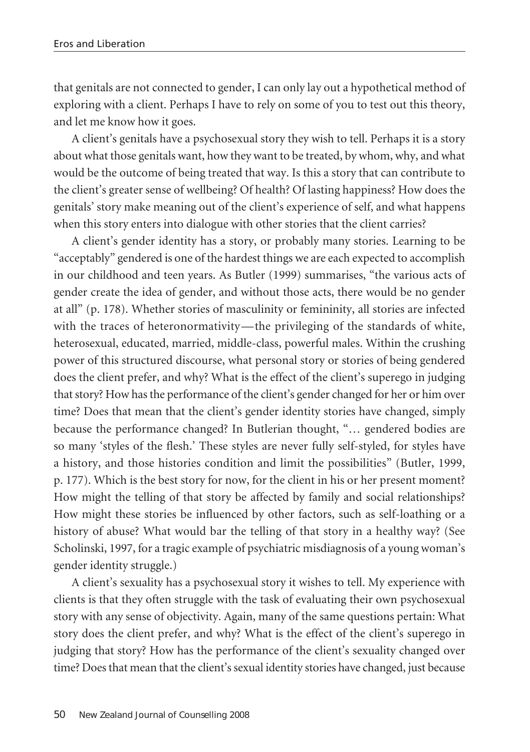that genitals are not connected to gender, I can only lay out a hypothetical method of exploring with a client. Perhaps I have to rely on some of you to test out this theory, and let me know how it goes.

A client's genitals have a psychosexual story they wish to tell. Perhaps it is a story about what those genitals want, how they want to be treated, by whom, why, and what would be the outcome of being treated that way. Is this a story that can contribute to the client's greater sense of wellbeing? Of health? Of lasting happiness? How does the genitals' story make meaning out of the client's experience of self, and what happens when this story enters into dialogue with other stories that the client carries?

A client's gender identity has a story, or probably many stories. Learning to be "acceptably" gendered is one of the hardest things we are each expected to accomplish in our childhood and teen years. As Butler (1999) summarises, "the various acts of gender create the idea of gender, and without those acts, there would be no gender at all" (p. 178). Whether stories of masculinity or femininity, all stories are infected with the traces of heteronormativity—the privileging of the standards of white, heterosexual, educated, married, middle-class, powerful males. Within the crushing power of this structured discourse, what personal story or stories of being gendered does the client prefer, and why? What is the effect of the client's superego in judging that story? How has the performance of the client's gender changed for her or him over time? Does that mean that the client's gender identity stories have changed, simply because the performance changed? In Butlerian thought, "… gendered bodies are so many 'styles of the flesh.' These styles are never fully self-styled, for styles have a history, and those histories condition and limit the possibilities" (Butler, 1999, p. 177). Which is the best story for now, for the client in his or her present moment? How might the telling of that story be affected by family and social relationships? How might these stories be influenced by other factors, such as self-loathing or a history of abuse? What would bar the telling of that story in a healthy way? (See Scholinski, 1997, for a tragic example of psychiatric misdiagnosis of a young woman's gender identity struggle.)

A client's sexuality has a psychosexual story it wishes to tell. My experience with clients is that they often struggle with the task of evaluating their own psychosexual story with any sense of objectivity. Again, many of the same questions pertain: What story does the client prefer, and why? What is the effect of the client's superego in judging that story? How has the performance of the client's sexuality changed over time? Does that mean that the client's sexual identity stories have changed, just because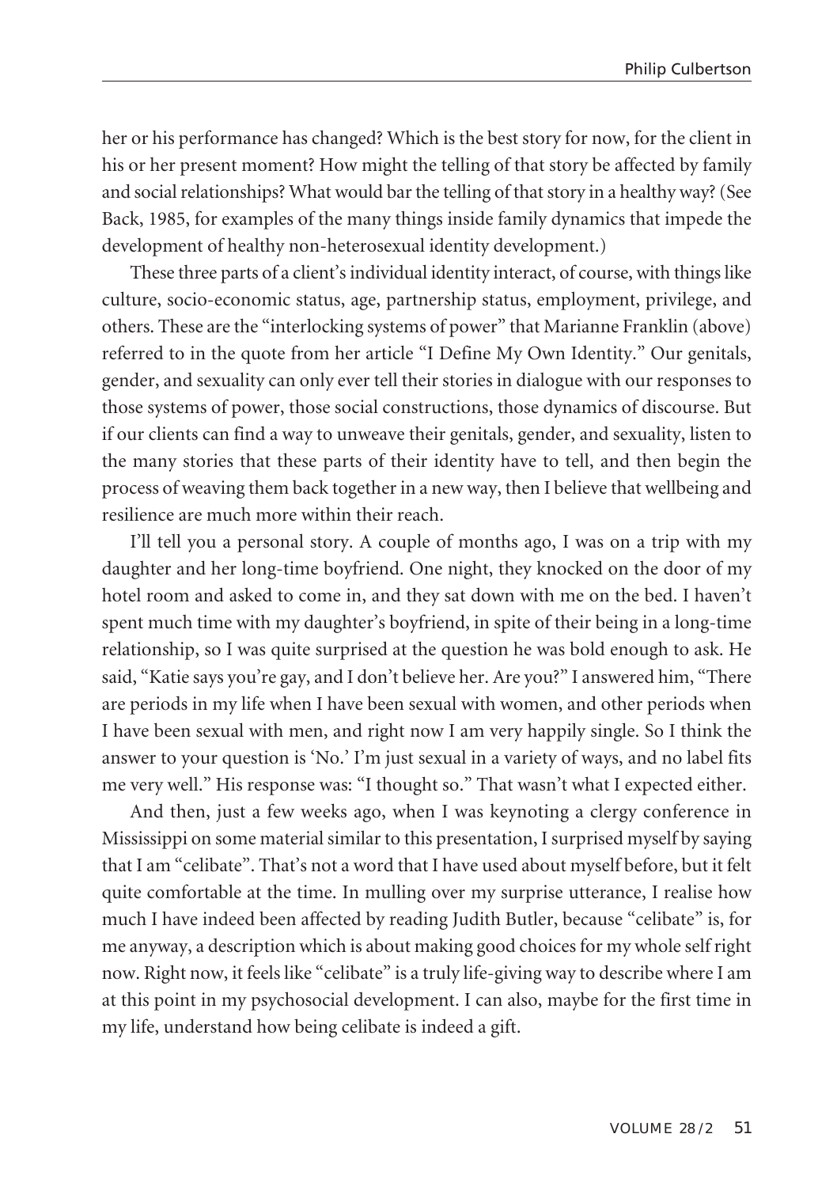her or his performance has changed? Which is the best story for now, for the client in his or her present moment? How might the telling of that story be affected by family and social relationships? What would bar the telling of that story in a healthy way? (See Back, 1985, for examples of the many things inside family dynamics that impede the development of healthy non-heterosexual identity development.)

These three parts of a client's individual identity interact, of course, with things like culture, socio-economic status, age, partnership status, employment, privilege, and others. These are the "interlocking systems of power" that Marianne Franklin (above) referred to in the quote from her article "I Define My Own Identity." Our genitals, gender, and sexuality can only ever tell their stories in dialogue with our responses to those systems of power, those social constructions, those dynamics of discourse. But if our clients can find a way to unweave their genitals, gender, and sexuality, listen to the many stories that these parts of their identity have to tell, and then begin the process of weaving them back together in a new way, then I believe that wellbeing and resilience are much more within their reach.

I'll tell you a personal story. A couple of months ago, I was on a trip with my daughter and her long-time boyfriend. One night, they knocked on the door of my hotel room and asked to come in, and they sat down with me on the bed. I haven't spent much time with my daughter's boyfriend, in spite of their being in a long-time relationship, so I was quite surprised at the question he was bold enough to ask. He said, "Katie says you're gay, and I don't believe her. Are you?" I answered him, "There are periods in my life when I have been sexual with women, and other periods when I have been sexual with men, and right now I am very happily single. So I think the answer to your question is 'No.' I'm just sexual in a variety of ways, and no label fits me very well." His response was: "I thought so." That wasn't what I expected either.

And then, just a few weeks ago, when I was keynoting a clergy conference in Mississippi on some material similar to this presentation, I surprised myself by saying that I am "celibate". That's not a word that I have used about myself before, but it felt quite comfortable at the time. In mulling over my surprise utterance, I realise how much I have indeed been affected by reading Judith Butler, because "celibate" is, for me anyway, a description which is about making good choices for my whole self right now. Right now, it feels like "celibate" is a truly life-giving way to describe where I am at this point in my psychosocial development. I can also, maybe for the first time in my life, understand how being celibate is indeed a gift.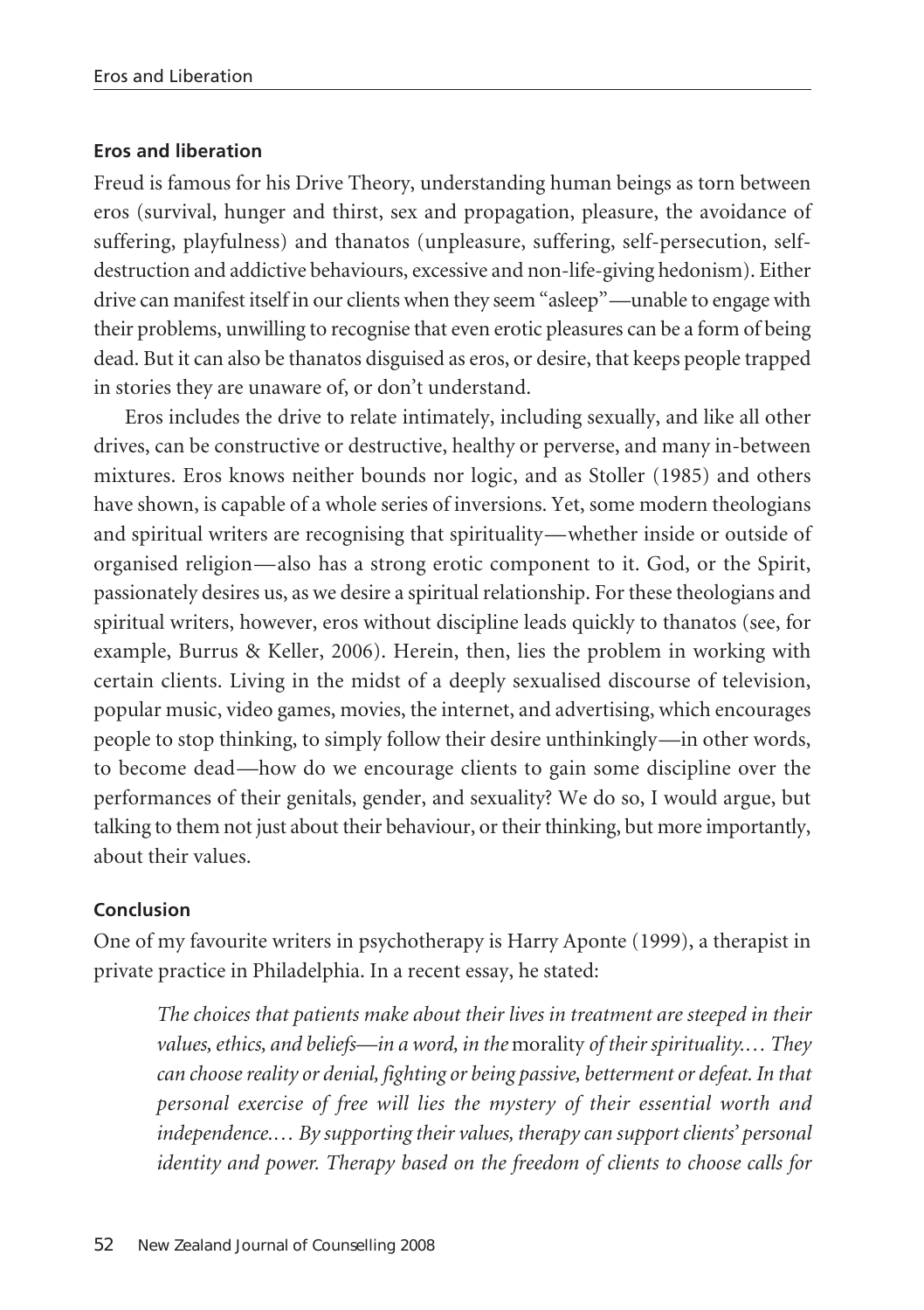### Eros and liberation

Freud is famous for his Drive Theory, understanding human beings as torn between eros (survival, hunger and thirst, sex and propagation, pleasure, the avoidance of suffering, playfulness) and thanatos (unpleasure, suffering, self-persecution, self-destruction and addictive behaviours, excessive and non-life-giving hedonism). Either drive can manifest itself in our clients when they seem "asleep"—unable to engage with their problems, unwilling to recognise that even erotic pleasures can be a form of being dead. But it can also be thanatos disguised as eros, or desire, that keeps people trapped in stories they are unaware of, or don't understand.

Eros includes the drive to relate intimately, including sexually, and like all other drives, can be constructive or destructive, healthy or perverse, and many in-between mixtures. Eros knows neither bounds nor logic, and as Stoller (1985) and others have shown, is capable of a whole series of inversions. Yet, some modern theologians and spiritual writers are recognising that spirituality—whether inside or outside of organised religion—also has a strong erotic component to it. God, or the Spirit, passionately desires us, as we desire a spiritual relationship. For these theologians and spiritual writers, however, eros without discipline leads quickly to thanatos (see, for example, Burrus & Keller, 2006). Herein, then, lies the problem in working with certain clients. Living in the midst of a deeply sexualised discourse of television, popular music, video games, movies, the internet, and advertising, which encourages people to stop thinking, to simply follow their desire unthinkingly—in other words, to become dead—how do we encourage clients to gain some discipline over the performances of their genitals, gender, and sexuality? We do so, I would argue, but talking to them not just about their behaviour, or their thinking, but more importantly, about their values.

### Conclusion

One of my favourite writers in psychotherapy is Harry Aponte (1999), a therapist in private practice in Philadelphia. In a recent essay, he stated:

> *The choices that patients make about their lives in treatment are steeped in their values, ethics, and beliefs—in a word, in the* morality *of their spirituality.… They can choose reality or denial, fighting or being passive, betterment or defeat. In that personal exercise of free will lies the mystery of their essential worth and independence.… By supporting their values, therapy can support clients' personal identity and power. Therapy based on the freedom of clients to choose calls for*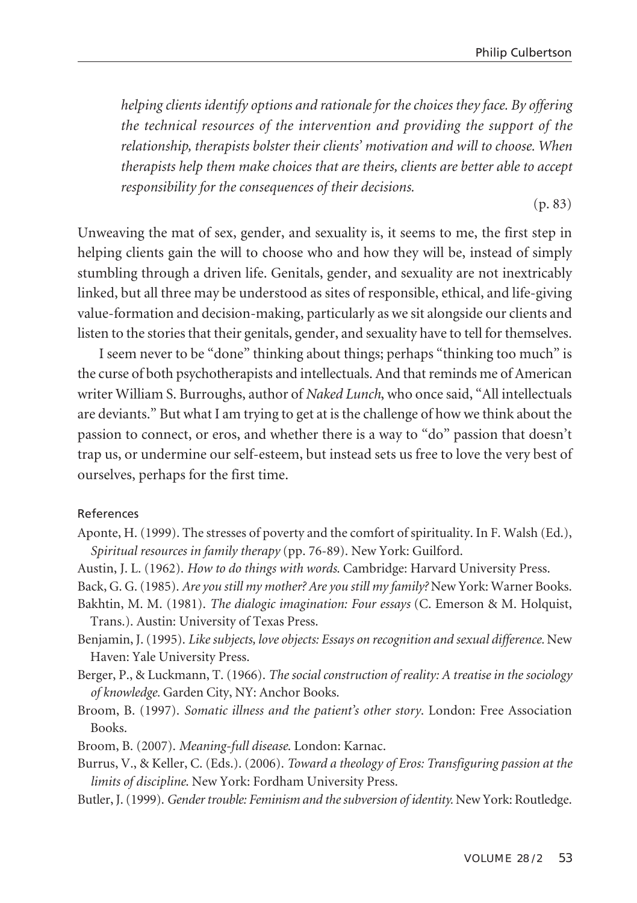*helping clients identify options and rationale for the choices they face. By offering the technical resources of the intervention and providing the support of the relationship, therapists bolster their clients' motivation and will to choose. When therapists help them make choices that are theirs, clients are better able to accept responsibility for the consequences of their decisions.*

(p. 83)

Unweaving the mat of sex, gender, and sexuality is, it seems to me, the first step in helping clients gain the will to choose who and how they will be, instead of simply stumbling through a driven life. Genitals, gender, and sexuality are not inextricably linked, but all three may be understood as sites of responsible, ethical, and life-giving value-formation and decision-making, particularly as we sit alongside our clients and listen to the stories that their genitals, gender, and sexuality have to tell for themselves.

I seem never to be "done" thinking about things; perhaps "thinking too much" is the curse of both psychotherapists and intellectuals. And that reminds me of American writer William S. Burroughs, author of *Naked Lunch*, who once said, "All intellectuals are deviants." But what I am trying to get at is the challenge of how we think about the passion to connect, or eros, and whether there is a way to "do" passion that doesn't trap us, or undermine our self-esteem, but instead sets us free to love the very best of ourselves, perhaps for the first time.

## References

Aponte, H. (1999). The stresses of poverty and the comfort of spirituality. In F. Walsh (Ed.), *Spiritual resources in family therapy* (pp. 76-89). New York: Guilford.

Austin, J. L. (1962). *How to do things with words*. Cambridge: Harvard University Press.

Back, G. G. (1985). *Are you still my mother? Are you still my family?* New York: Warner Books.

Bakhtin, M. M. (1981). *The dialogic imagination: Four essays* (C. Emerson & M. Holquist, Trans.). Austin: University of Texas Press.

Benjamin, J. (1995). *Like subjects, love objects: Essays on recognition and sexual difference.* New Haven: Yale University Press.

Berger, P., & Luckmann, T. (1966). *The social construction of reality: A treatise in the sociology of knowledge.* Garden City, NY: Anchor Books.

Broom, B. (1997). *Somatic illness and the patient's other story*. London: Free Association Books.

Broom, B. (2007). *Meaning-full disease*. London: Karnac.

Burrus, V., & Keller, C. (Eds.). (2006). *Toward a theology of Eros: Transfiguring passion at the limits of discipline*. New York: Fordham University Press.

Butler, J. (1999). *Gender trouble: Feminism and the subversion of identity.* New York: Routledge.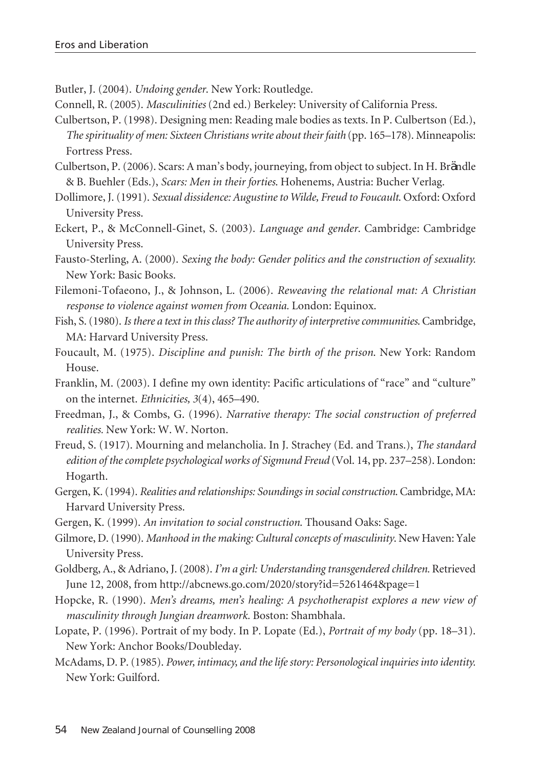Butler, J. (2004). *Undoing gender*. New York: Routledge.

Connell, R. (2005). *Masculinities* (2nd ed.) Berkeley: University of California Press.

Culbertson, P. (1998). Designing men: Reading male bodies as texts. In P. Culbertson (Ed.), *The spirituality of men: Sixteen Christians write about their faith* (pp. 165–178). Minneapolis: Fortress Press.

Culbertson, P. (2006). Scars: A man's body, journeying, from object to subject. In H. Brändle & B. Buehler (Eds.), *Scars: Men in their forties*. Hohenems, Austria: Bucher Verlag.

Dollimore, J. (1991). *Sexual dissidence: Augustine to Wilde, Freud to Foucault*. Oxford: Oxford University Press.

Eckert, P., & McConnell-Ginet, S. (2003). *Language and gender*. Cambridge: Cambridge University Press.

Fausto-Sterling, A. (2000). *Sexing the body: Gender politics and the construction of sexuality.* New York: Basic Books.

Filemoni-Tofaeono, J., & Johnson, L. (2006). *Reweaving the relational mat: A Christian response to violence against women from Oceania*. London: Equinox.

Fish, S. (1980). *Is there a text in this class? The authority of interpretive communities*. Cambridge, MA: Harvard University Press.

Foucault, M. (1975). *Discipline and punish: The birth of the prison*. New York: Random House.

Franklin, M. (2003). I define my own identity: Pacific articulations of "race" and "culture" on the internet. *Ethnicities, 3*(4), 465–490.

Freedman, J., & Combs, G. (1996). *Narrative therapy: The social construction of preferred realities*. New York: W. W. Norton.

Freud, S. (1917). Mourning and melancholia. In J. Strachey (Ed. and Trans.), *The standard edition of the complete psychological works of Sigmund Freud* (Vol. 14, pp. 237–258). London: Hogarth.

Gergen, K. (1994). *Realities and relationships: Soundings in social construction*. Cambridge, MA: Harvard University Press.

Gergen, K. (1999). *An invitation to social construction*. Thousand Oaks: Sage.

Gilmore, D. (1990). *Manhood in the making: Cultural concepts of masculinity*. New Haven: Yale University Press.

Goldberg, A., & Adriano, J. (2008). *I'm a girl: Understanding transgendered children*. Retrieved June 12, 2008, from http://abcnews.go.com/2020/story?id=5261464&page=1

Hopcke, R. (1990). *Men's dreams, men's healing: A psychotherapist explores a new view of masculinity through Jungian dreamwork*. Boston: Shambhala.

Lopate, P. (1996). Portrait of my body. In P. Lopate (Ed.), *Portrait of my body* (pp. 18–31). New York: Anchor Books/Doubleday.

McAdams, D. P. (1985). *Power, intimacy, and the life story: Personological inquiries into identity.* New York: Guilford.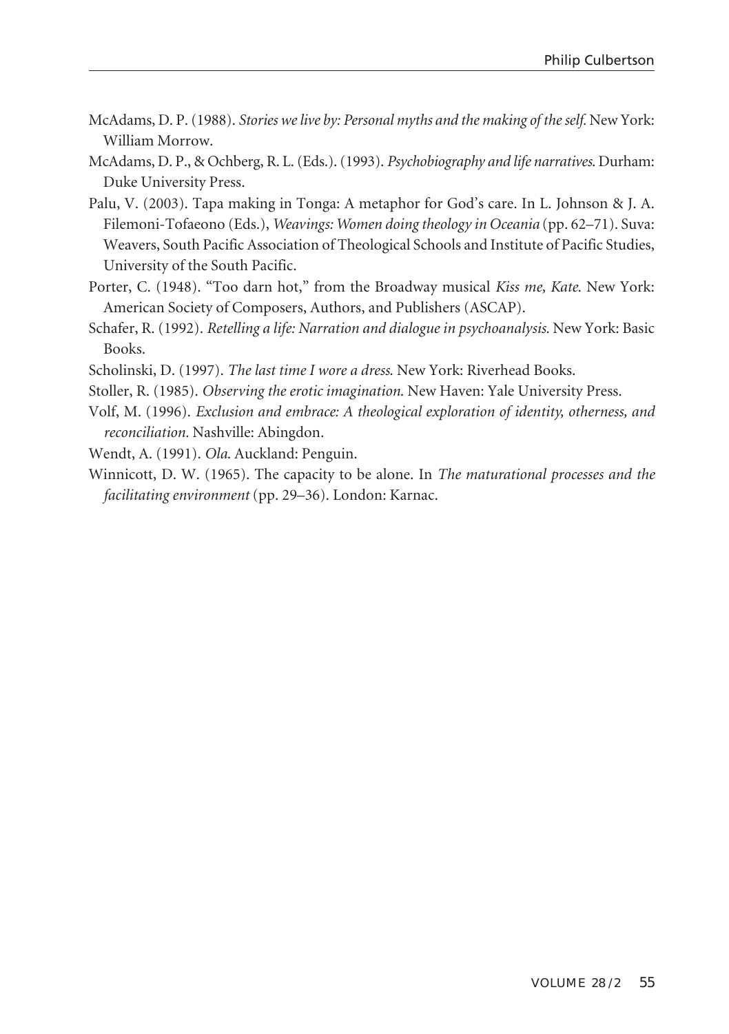McAdams, D. P. (1988). *Stories we live by: Personal myths and the making of the self.* New York: William Morrow.

McAdams, D. P., & Ochberg, R. L. (Eds.). (1993). *Psychobiography and life narratives.* Durham: Duke University Press.

Palu, V. (2003). Tapa making in Tonga: A metaphor for God's care. In L. Johnson & J. A. Filemoni-Tofaeono (Eds.), *Weavings: Women doing theology in Oceania* (pp. 62–71). Suva: Weavers, South Pacific Association of Theological Schools and Institute of Pacific Studies, University of the South Pacific.

Porter, C. (1948). "Too darn hot," from the Broadway musical *Kiss me, Kate.* New York: American Society of Composers, Authors, and Publishers (ASCAP).

Schafer, R. (1992). *Retelling a life: Narration and dialogue in psychoanalysis.* New York: Basic Books.

Scholinski, D. (1997). *The last time I wore a dress.* New York: Riverhead Books.

Stoller, R. (1985). *Observing the erotic imagination.* New Haven: Yale University Press.

Volf, M. (1996). *Exclusion and embrace: A theological exploration of identity, otherness, and reconciliation.* Nashville: Abingdon.

Wendt, A. (1991). *Ola.* Auckland: Penguin.

Winnicott, D. W. (1965). The capacity to be alone. In *The maturational processes and the facilitating environment* (pp. 29–36). London: Karnac.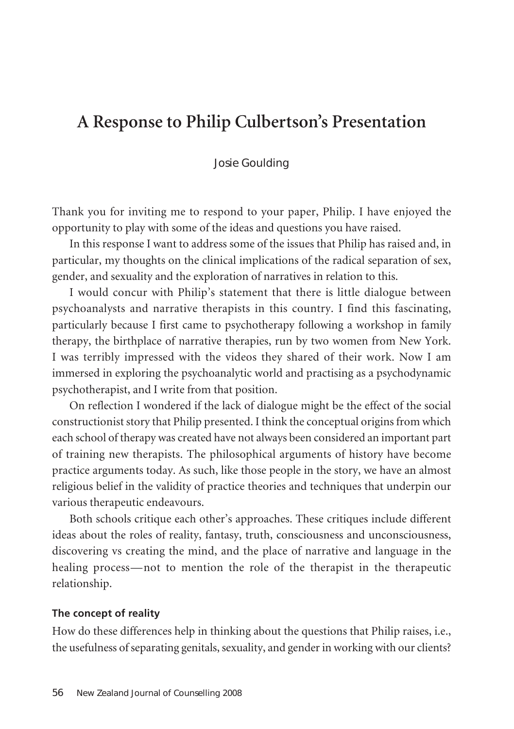# A Response to Philip Culbertson's Presentation

Josie Goulding

Thank you for inviting me to respond to your paper, Philip. I have enjoyed the opportunity to play with some of the ideas and questions you have raised.

In this response I want to address some of the issues that Philip has raised and, in particular, my thoughts on the clinical implications of the radical separation of sex, gender, and sexuality and the exploration of narratives in relation to this.

I would concur with Philip's statement that there is little dialogue between psychoanalysts and narrative therapists in this country. I find this fascinating, particularly because I first came to psychotherapy following a workshop in family therapy, the birthplace of narrative therapies, run by two women from New York. I was terribly impressed with the videos they shared of their work. Now I am immersed in exploring the psychoanalytic world and practising as a psychodynamic psychotherapist, and I write from that position.

On reflection I wondered if the lack of dialogue might be the effect of the social constructionist story that Philip presented. I think the conceptual origins from which each school of therapy was created have not always been considered an important part of training new therapists. The philosophical arguments of history have become practice arguments today. As such, like those people in the story, we have an almost religious belief in the validity of practice theories and techniques that underpin our various therapeutic endeavours.

Both schools critique each other's approaches. These critiques include different ideas about the roles of reality, fantasy, truth, consciousness and unconsciousness, discovering vs creating the mind, and the place of narrative and language in the healing process—not to mention the role of the therapist in the therapeutic relationship.

#### The concept of reality

How do these differences help in thinking about the questions that Philip raises, i.e., the usefulness of separating genitals, sexuality, and gender in working with our clients?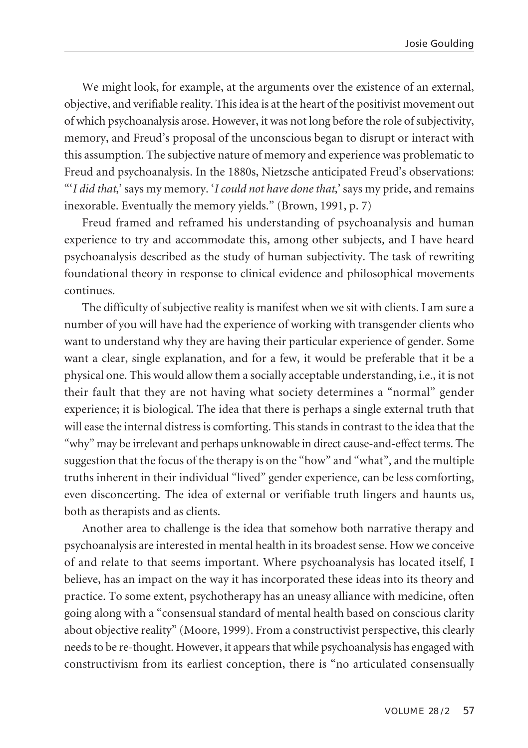We might look, for example, at the arguments over the existence of an external, objective, and verifiable reality. This idea is at the heart of the positivist movement out of which psychoanalysis arose. However, it was not long before the role of subjectivity, memory, and Freud's proposal of the unconscious began to disrupt or interact with this assumption. The subjective nature of memory and experience was problematic to Freud and psychoanalysis. In the 1880s, Nietzsche anticipated Freud's observations: "'*I did that*,' says my memory. '*I could not have done that*,' says my pride, and remains inexorable. Eventually the memory yields." (Brown, 1991, p. 7)

Freud framed and reframed his understanding of psychoanalysis and human experience to try and accommodate this, among other subjects, and I have heard psychoanalysis described as the study of human subjectivity. The task of rewriting foundational theory in response to clinical evidence and philosophical movements continues.

The difficulty of subjective reality is manifest when we sit with clients. I am sure a number of you will have had the experience of working with transgender clients who want to understand why they are having their particular experience of gender. Some want a clear, single explanation, and for a few, it would be preferable that it be a physical one. This would allow them a socially acceptable understanding, i.e., it is not their fault that they are not having what society determines a "normal" gender experience; it is biological. The idea that there is perhaps a single external truth that will ease the internal distress is comforting. This stands in contrast to the idea that the "why" may be irrelevant and perhaps unknowable in direct cause-and-effect terms. The suggestion that the focus of the therapy is on the "how" and "what", and the multiple truths inherent in their individual "lived" gender experience, can be less comforting, even disconcerting. The idea of external or verifiable truth lingers and haunts us, both as therapists and as clients.

Another area to challenge is the idea that somehow both narrative therapy and psychoanalysis are interested in mental health in its broadest sense. How we conceive of and relate to that seems important. Where psychoanalysis has located itself, I believe, has an impact on the way it has incorporated these ideas into its theory and practice. To some extent, psychotherapy has an uneasy alliance with medicine, often going along with a "consensual standard of mental health based on conscious clarity about objective reality" (Moore, 1999). From a constructivist perspective, this clearly needs to be re-thought. However, it appears that while psychoanalysis has engaged with constructivism from its earliest conception, there is "no articulated consensually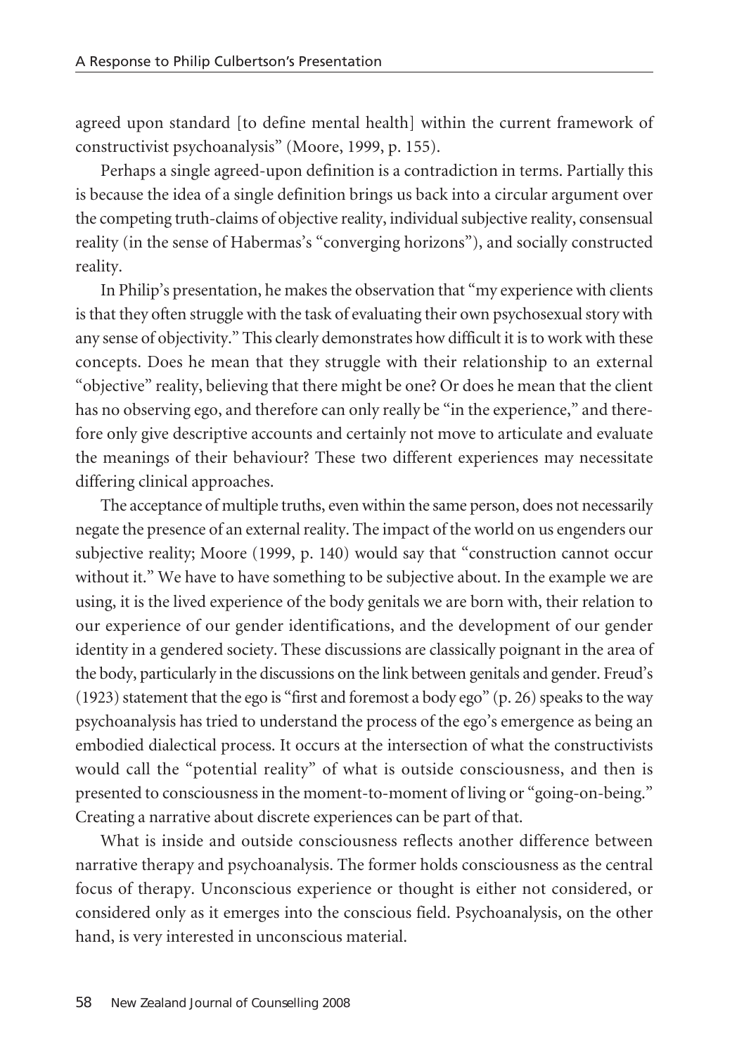agreed upon standard [to define mental health] within the current framework of constructivist psychoanalysis" (Moore, 1999, p. 155).

Perhaps a single agreed-upon definition is a contradiction in terms. Partially this is because the idea of a single definition brings us back into a circular argument over the competing truth-claims of objective reality, individual subjective reality, consensual reality (in the sense of Habermas's "converging horizons"), and socially constructed reality.

In Philip's presentation, he makes the observation that "my experience with clients is that they often struggle with the task of evaluating their own psychosexual story with any sense of objectivity." This clearly demonstrates how difficult it is to work with these concepts. Does he mean that they struggle with their relationship to an external "objective" reality, believing that there might be one? Or does he mean that the client has no observing ego, and therefore can only really be "in the experience," and therefore only give descriptive accounts and certainly not move to articulate and evaluate the meanings of their behaviour? These two different experiences may necessitate differing clinical approaches.

The acceptance of multiple truths, even within the same person, does not necessarily negate the presence of an external reality. The impact of the world on us engenders our subjective reality; Moore (1999, p. 140) would say that "construction cannot occur without it." We have to have something to be subjective about. In the example we are using, it is the lived experience of the body genitals we are born with, their relation to our experience of our gender identifications, and the development of our gender identity in a gendered society. These discussions are classically poignant in the area of the body, particularly in the discussions on the link between genitals and gender. Freud's (1923) statement that the ego is "first and foremost a body ego" (p. 26) speaks to the way psychoanalysis has tried to understand the process of the ego's emergence as being an embodied dialectical process. It occurs at the intersection of what the constructivists would call the "potential reality" of what is outside consciousness, and then is presented to consciousness in the moment-to-moment of living or "going-on-being." Creating a narrative about discrete experiences can be part of that.

What is inside and outside consciousness reflects another difference between narrative therapy and psychoanalysis. The former holds consciousness as the central focus of therapy. Unconscious experience or thought is either not considered, or considered only as it emerges into the conscious field. Psychoanalysis, on the other hand, is very interested in unconscious material.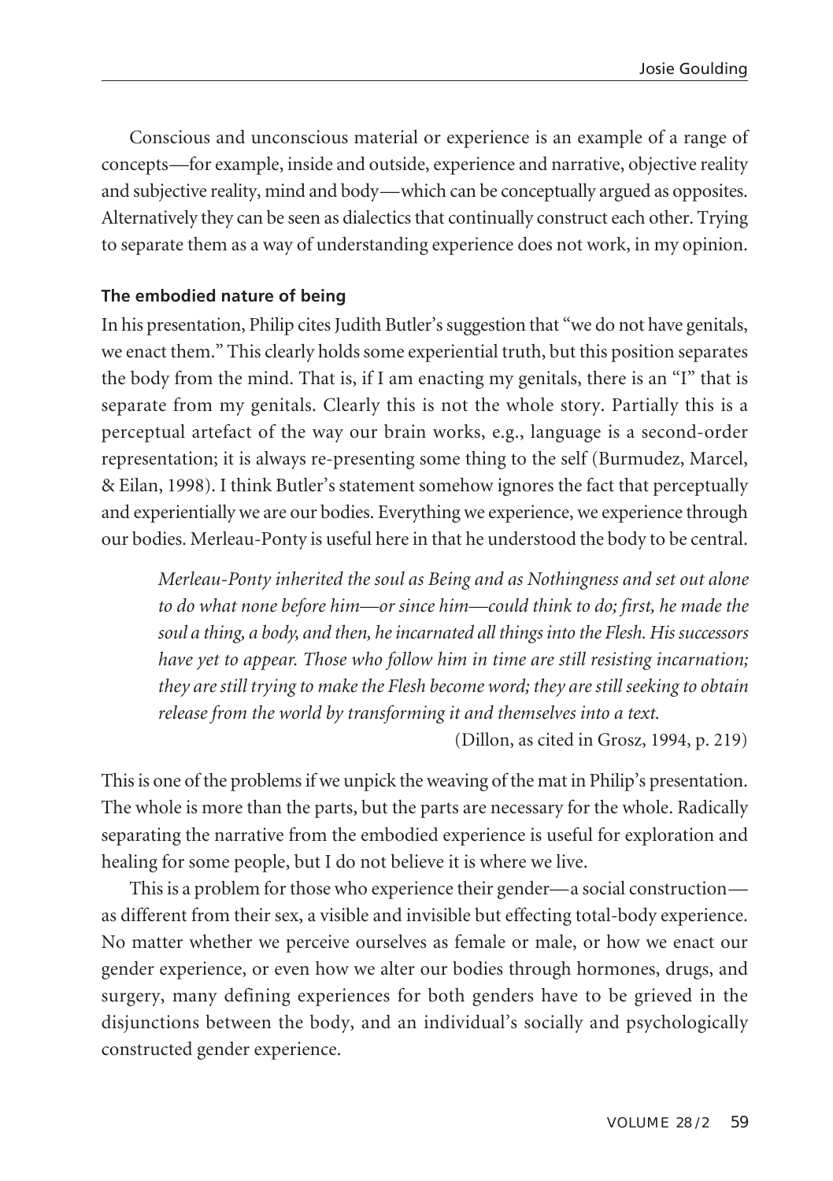Conscious and unconscious material or experience is an example of a range of concepts—for example, inside and outside, experience and narrative, objective reality and subjective reality, mind and body—which can be conceptually argued as opposites. Alternatively they can be seen as dialectics that continually construct each other. Trying to separate them as a way of understanding experience does not work, in my opinion.

### The embodied nature of being

In his presentation, Philip cites Judith Butler's suggestion that "we do not have genitals, we enact them." This clearly holds some experiential truth, but this position separates the body from the mind. That is, if I am enacting my genitals, there is an "I" that is separate from my genitals. Clearly this is not the whole story. Partially this is a perceptual artefact of the way our brain works, e.g., language is a second-order representation; it is always re-presenting some thing to the self (Burmudez, Marcel, & Eilan, 1998). I think Butler's statement somehow ignores the fact that perceptually and experientially we are our bodies. Everything we experience, we experience through our bodies. Merleau-Ponty is useful here in that he understood the body to be central.

> *Merleau-Ponty inherited the soul as Being and as Nothingness and set out alone to do what none before him—or since him—could think to do; first, he made the soul a thing, a body, and then, he incarnated all things into the Flesh. His successors have yet to appear. Those who follow him in time are still resisting incarnation; they are still trying to make the Flesh become word; they are still seeking to obtain release from the world by transforming it and themselves into a text.*
>
> (Dillon, as cited in Grosz, 1994, p. 219)

This is one of the problems if we unpick the weaving of the mat in Philip's presentation. The whole is more than the parts, but the parts are necessary for the whole. Radically separating the narrative from the embodied experience is useful for exploration and healing for some people, but I do not believe it is where we live.

This is a problem for those who experience their gender—a social construction—as different from their sex, a visible and invisible but effecting total-body experience. No matter whether we perceive ourselves as female or male, or how we enact our gender experience, or even how we alter our bodies through hormones, drugs, and surgery, many defining experiences for both genders have to be grieved in the disjunctions between the body, and an individual's socially and psychologically constructed gender experience.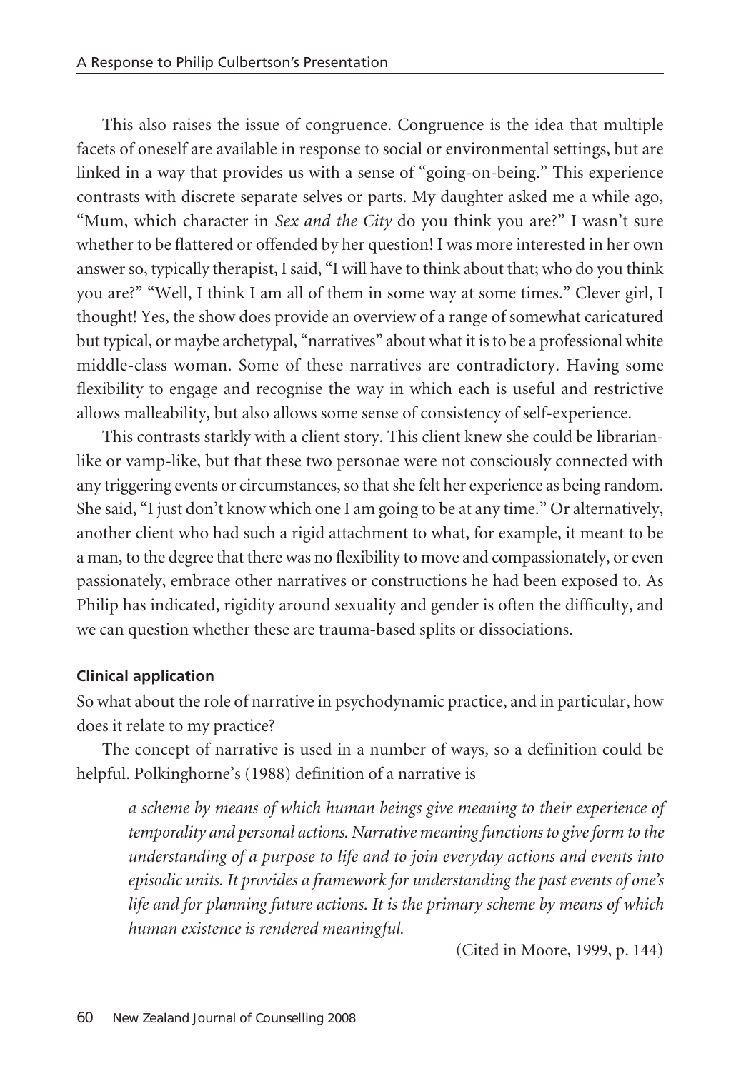This also raises the issue of congruence. Congruence is the idea that multiple facets of oneself are available in response to social or environmental settings, but are linked in a way that provides us with a sense of "going-on-being." This experience contrasts with discrete separate selves or parts. My daughter asked me a while ago, "Mum, which character in *Sex and the City* do you think you are?" I wasn't sure whether to be flattered or offended by her question! I was more interested in her own answer so, typically therapist, I said, "I will have to think about that; who do you think you are?" "Well, I think I am all of them in some way at some times." Clever girl, I thought! Yes, the show does provide an overview of a range of somewhat caricatured but typical, or maybe archetypal, "narratives" about what it is to be a professional white middle-class woman. Some of these narratives are contradictory. Having some flexibility to engage and recognise the way in which each is useful and restrictive allows malleability, but also allows some sense of consistency of self-experience.

This contrasts starkly with a client story. This client knew she could be librarian-like or vamp-like, but that these two personae were not consciously connected with any triggering events or circumstances, so that she felt her experience as being random. She said, "I just don't know which one I am going to be at any time." Or alternatively, another client who had such a rigid attachment to what, for example, it meant to be a man, to the degree that there was no flexibility to move and compassionately, or even passionately, embrace other narratives or constructions he had been exposed to. As Philip has indicated, rigidity around sexuality and gender is often the difficulty, and we can question whether these are trauma-based splits or dissociations.

**Clinical application**

So what about the role of narrative in psychodynamic practice, and in particular, how does it relate to my practice?

The concept of narrative is used in a number of ways, so a definition could be helpful. Polkinghorne's (1988) definition of a narrative is

> *a scheme by means of which human beings give meaning to their experience of temporality and personal actions. Narrative meaning functions to give form to the understanding of a purpose to life and to join everyday actions and events into episodic units. It provides a framework for understanding the past events of one's life and for planning future actions. It is the primary scheme by means of which human existence is rendered meaningful.*
>
> (Cited in Moore, 1999, p. 144)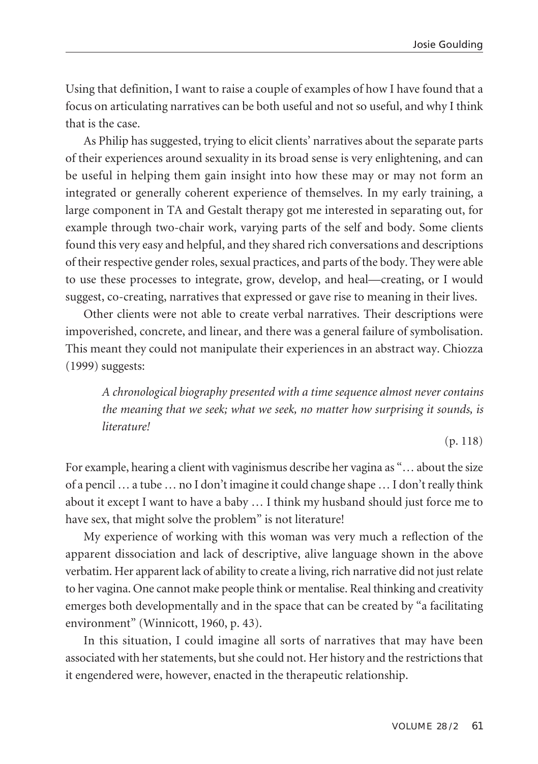Using that definition, I want to raise a couple of examples of how I have found that a focus on articulating narratives can be both useful and not so useful, and why I think that is the case.

As Philip has suggested, trying to elicit clients' narratives about the separate parts of their experiences around sexuality in its broad sense is very enlightening, and can be useful in helping them gain insight into how these may or may not form an integrated or generally coherent experience of themselves. In my early training, a large component in TA and Gestalt therapy got me interested in separating out, for example through two-chair work, varying parts of the self and body. Some clients found this very easy and helpful, and they shared rich conversations and descriptions of their respective gender roles, sexual practices, and parts of the body. They were able to use these processes to integrate, grow, develop, and heal—creating, or I would suggest, co-creating, narratives that expressed or gave rise to meaning in their lives.

Other clients were not able to create verbal narratives. Their descriptions were impoverished, concrete, and linear, and there was a general failure of symbolisation. This meant they could not manipulate their experiences in an abstract way. Chiozza (1999) suggests:

> *A chronological biography presented with a time sequence almost never contains the meaning that we seek; what we seek, no matter how surprising it sounds, is literature!*
>
> (p. 118)

For example, hearing a client with vaginismus describe her vagina as "… about the size of a pencil … a tube … no I don't imagine it could change shape … I don't really think about it except I want to have a baby … I think my husband should just force me to have sex, that might solve the problem" is not literature!

My experience of working with this woman was very much a reflection of the apparent dissociation and lack of descriptive, alive language shown in the above verbatim. Her apparent lack of ability to create a living, rich narrative did not just relate to her vagina. One cannot make people think or mentalise. Real thinking and creativity emerges both developmentally and in the space that can be created by "a facilitating environment" (Winnicott, 1960, p. 43).

In this situation, I could imagine all sorts of narratives that may have been associated with her statements, but she could not. Her history and the restrictions that it engendered were, however, enacted in the therapeutic relationship.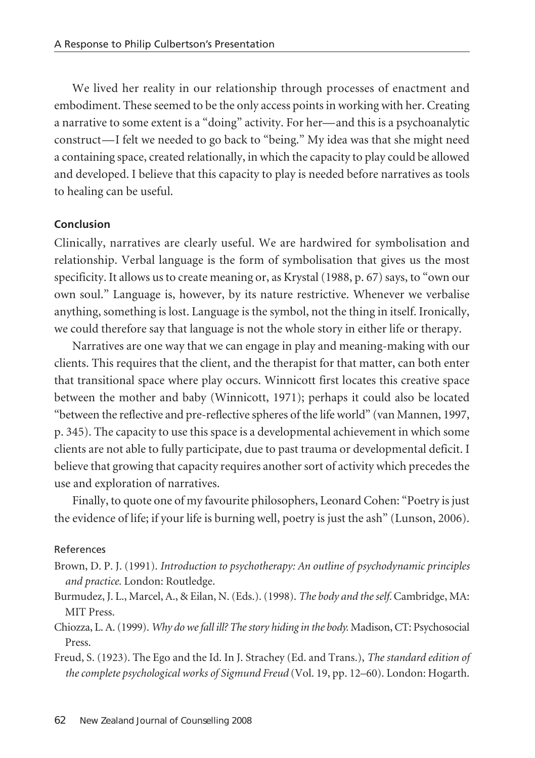We lived her reality in our relationship through processes of enactment and embodiment. These seemed to be the only access points in working with her. Creating a narrative to some extent is a "doing" activity. For her—and this is a psychoanalytic construct—I felt we needed to go back to "being." My idea was that she might need a containing space, created relationally, in which the capacity to play could be allowed and developed. I believe that this capacity to play is needed before narratives as tools to healing can be useful.

## Conclusion

Clinically, narratives are clearly useful. We are hardwired for symbolisation and relationship. Verbal language is the form of symbolisation that gives us the most specificity. It allows us to create meaning or, as Krystal (1988, p. 67) says, to "own our own soul." Language is, however, by its nature restrictive. Whenever we verbalise anything, something is lost. Language is the symbol, not the thing in itself. Ironically, we could therefore say that language is not the whole story in either life or therapy.

Narratives are one way that we can engage in play and meaning-making with our clients. This requires that the client, and the therapist for that matter, can both enter that transitional space where play occurs. Winnicott first locates this creative space between the mother and baby (Winnicott, 1971); perhaps it could also be located "between the reflective and pre-reflective spheres of the life world" (van Mannen, 1997, p. 345). The capacity to use this space is a developmental achievement in which some clients are not able to fully participate, due to past trauma or developmental deficit. I believe that growing that capacity requires another sort of activity which precedes the use and exploration of narratives.

Finally, to quote one of my favourite philosophers, Leonard Cohen: "Poetry is just the evidence of life; if your life is burning well, poetry is just the ash" (Lunson, 2006).

### References

Brown, D. P. J. (1991). *Introduction to psychotherapy: An outline of psychodynamic principles and practice.* London: Routledge.

Burmudez, J. L., Marcel, A., & Eilan, N. (Eds.). (1998). *The body and the self.* Cambridge, MA: MIT Press.

Chiozza, L. A. (1999). *Why do we fall ill? The story hiding in the body.* Madison, CT: Psychosocial Press.

Freud, S. (1923). The Ego and the Id. In J. Strachey (Ed. and Trans.), *The standard edition of the complete psychological works of Sigmund Freud* (Vol. 19, pp. 12–60). London: Hogarth.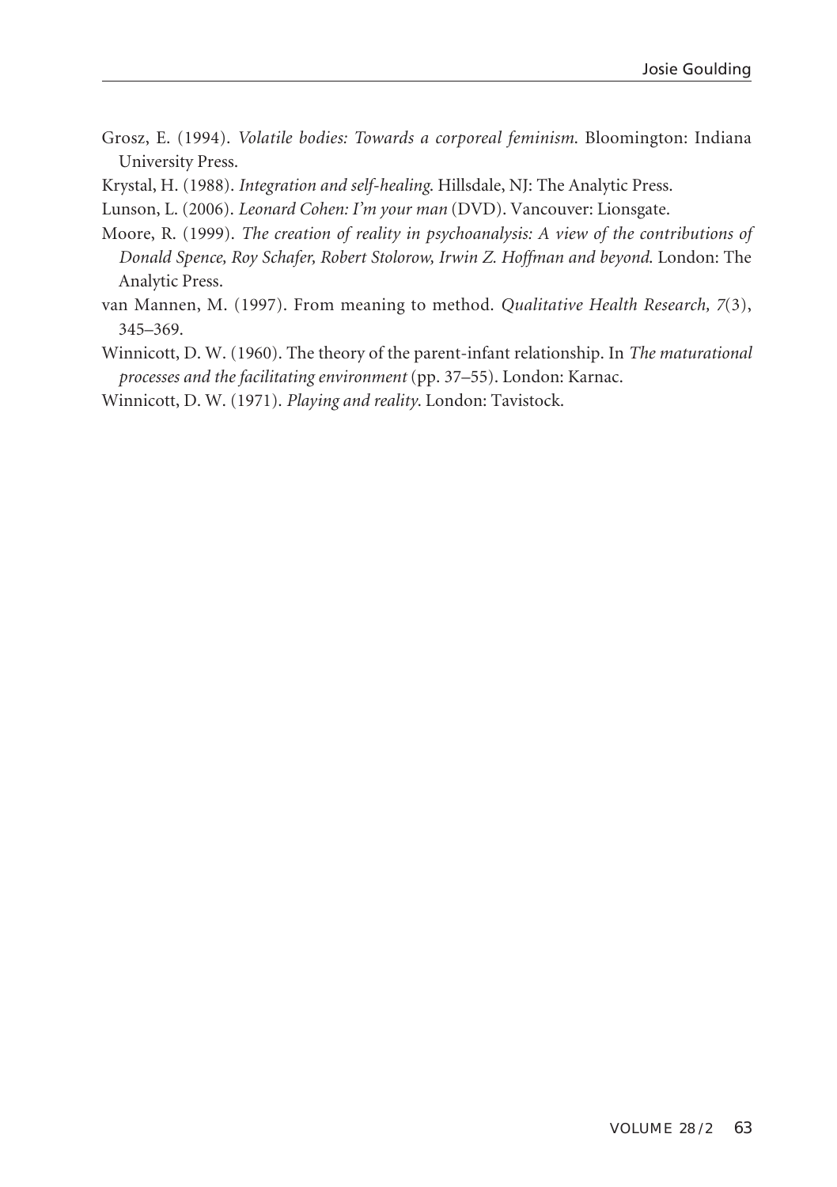Grosz, E. (1994). *Volatile bodies: Towards a corporeal feminism*. Bloomington: Indiana University Press.

Krystal, H. (1988). *Integration and self-healing*. Hillsdale, NJ: The Analytic Press.

Lunson, L. (2006). *Leonard Cohen: I'm your man* (DVD). Vancouver: Lionsgate.

Moore, R. (1999). *The creation of reality in psychoanalysis: A view of the contributions of Donald Spence, Roy Schafer, Robert Stolorow, Irwin Z. Hoffman and beyond*. London: The Analytic Press.

van Mannen, M. (1997). From meaning to method. *Qualitative Health Research, 7*(3), 345–369.

Winnicott, D. W. (1960). The theory of the parent-infant relationship. In *The maturational processes and the facilitating environment* (pp. 37–55). London: Karnac.

Winnicott, D. W. (1971). *Playing and reality*. London: Tavistock.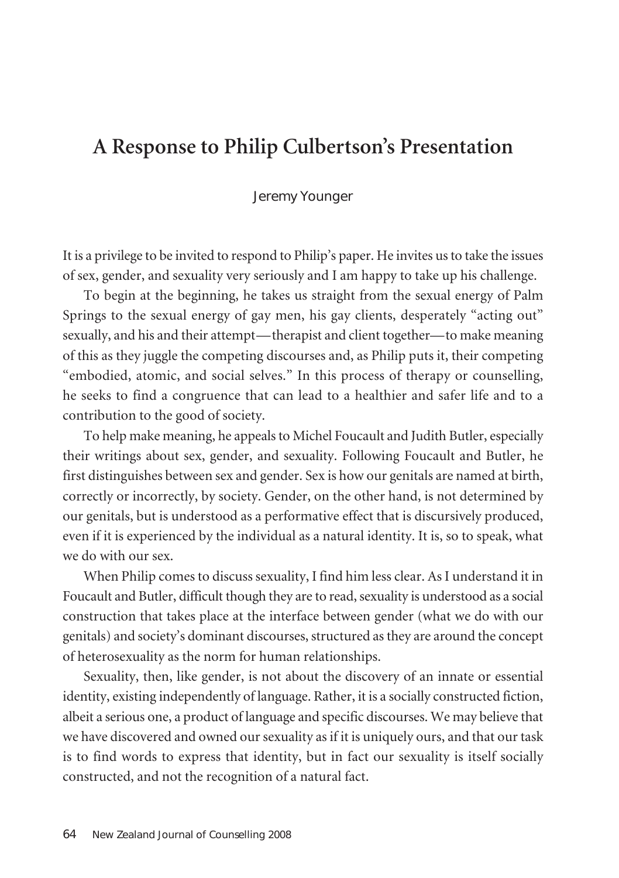# A Response to Philip Culbertson's Presentation

Jeremy Younger

It is a privilege to be invited to respond to Philip's paper. He invites us to take the issues of sex, gender, and sexuality very seriously and I am happy to take up his challenge.

To begin at the beginning, he takes us straight from the sexual energy of Palm Springs to the sexual energy of gay men, his gay clients, desperately "acting out" sexually, and his and their attempt—therapist and client together—to make meaning of this as they juggle the competing discourses and, as Philip puts it, their competing "embodied, atomic, and social selves." In this process of therapy or counselling, he seeks to find a congruence that can lead to a healthier and safer life and to a contribution to the good of society.

To help make meaning, he appeals to Michel Foucault and Judith Butler, especially their writings about sex, gender, and sexuality. Following Foucault and Butler, he first distinguishes between sex and gender. Sex is how our genitals are named at birth, correctly or incorrectly, by society. Gender, on the other hand, is not determined by our genitals, but is understood as a performative effect that is discursively produced, even if it is experienced by the individual as a natural identity. It is, so to speak, what we do with our sex.

When Philip comes to discuss sexuality, I find him less clear. As I understand it in Foucault and Butler, difficult though they are to read, sexuality is understood as a social construction that takes place at the interface between gender (what we do with our genitals) and society's dominant discourses, structured as they are around the concept of heterosexuality as the norm for human relationships.

Sexuality, then, like gender, is not about the discovery of an innate or essential identity, existing independently of language. Rather, it is a socially constructed fiction, albeit a serious one, a product of language and specific discourses. We may believe that we have discovered and owned our sexuality as if it is uniquely ours, and that our task is to find words to express that identity, but in fact our sexuality is itself socially constructed, and not the recognition of a natural fact.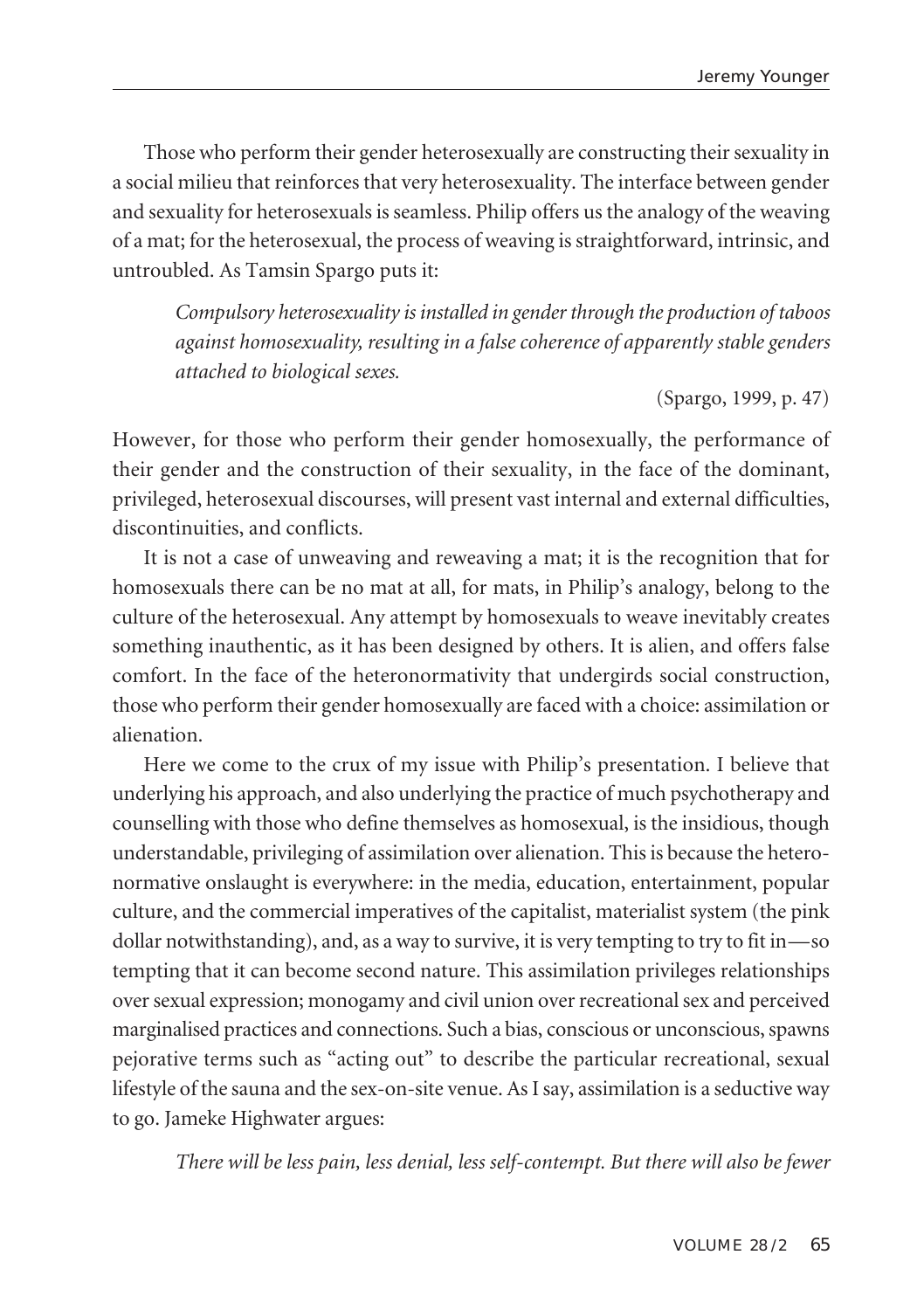Those who perform their gender heterosexually are constructing their sexuality in a social milieu that reinforces that very heterosexuality. The interface between gender and sexuality for heterosexuals is seamless. Philip offers us the analogy of the weaving of a mat; for the heterosexual, the process of weaving is straightforward, intrinsic, and untroubled. As Tamsin Spargo puts it:

> *Compulsory heterosexuality is installed in gender through the production of taboos against homosexuality, resulting in a false coherence of apparently stable genders attached to biological sexes.*
>
> (Spargo, 1999, p. 47)

However, for those who perform their gender homosexually, the performance of their gender and the construction of their sexuality, in the face of the dominant, privileged, heterosexual discourses, will present vast internal and external difficulties, discontinuities, and conflicts.

It is not a case of unweaving and reweaving a mat; it is the recognition that for homosexuals there can be no mat at all, for mats, in Philip's analogy, belong to the culture of the heterosexual. Any attempt by homosexuals to weave inevitably creates something inauthentic, as it has been designed by others. It is alien, and offers false comfort. In the face of the heteronormativity that undergirds social construction, those who perform their gender homosexually are faced with a choice: assimilation or alienation.

Here we come to the crux of my issue with Philip's presentation. I believe that underlying his approach, and also underlying the practice of much psychotherapy and counselling with those who define themselves as homosexual, is the insidious, though understandable, privileging of assimilation over alienation. This is because the heteronormative onslaught is everywhere: in the media, education, entertainment, popular culture, and the commercial imperatives of the capitalist, materialist system (the pink dollar notwithstanding), and, as a way to survive, it is very tempting to try to fit in—so tempting that it can become second nature. This assimilation privileges relationships over sexual expression; monogamy and civil union over recreational sex and perceived marginalised practices and connections. Such a bias, conscious or unconscious, spawns pejorative terms such as "acting out" to describe the particular recreational, sexual lifestyle of the sauna and the sex-on-site venue. As I say, assimilation is a seductive way to go. Jameke Highwater argues:

> *There will be less pain, less denial, less self-contempt. But there will also be fewer*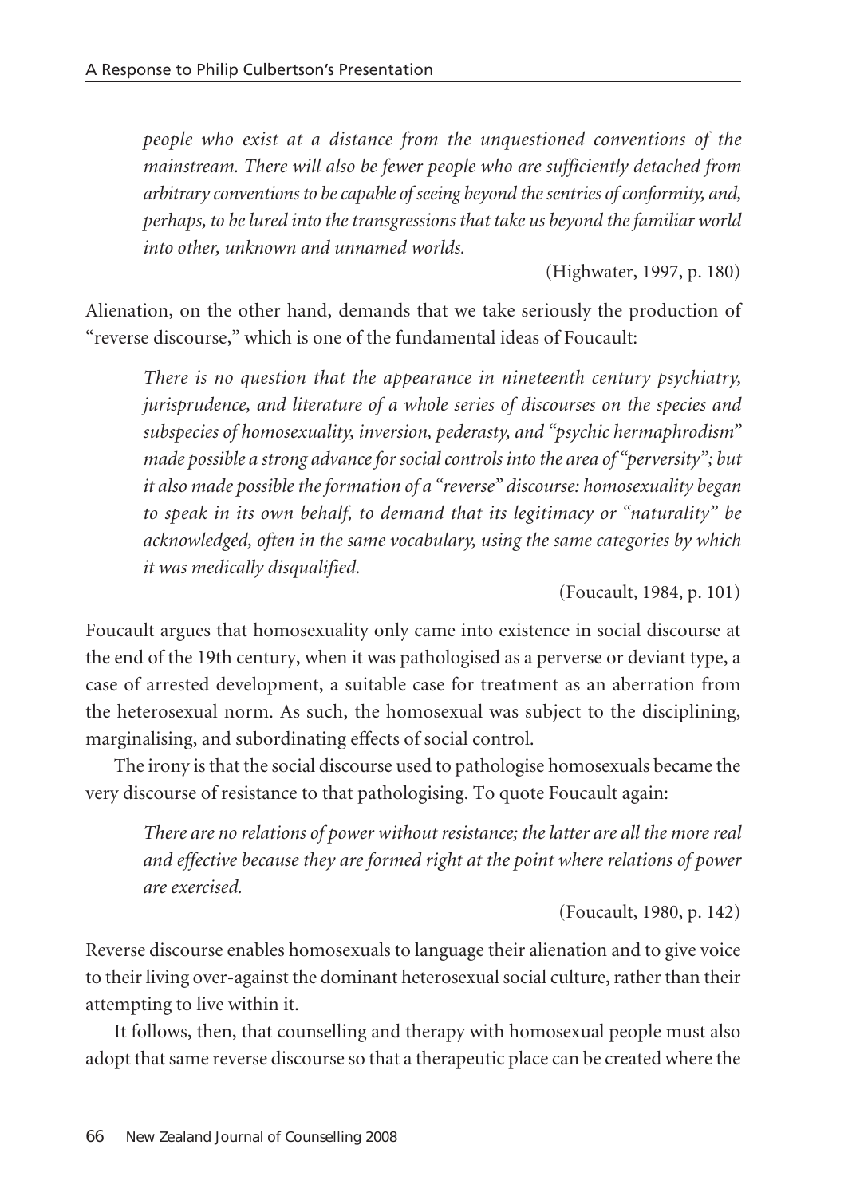*people who exist at a distance from the unquestioned conventions of the mainstream. There will also be fewer people who are sufficiently detached from arbitrary conventions to be capable of seeing beyond the sentries of conformity, and, perhaps, to be lured into the transgressions that take us beyond the familiar world into other, unknown and unnamed worlds.*

(Highwater, 1997, p. 180)

Alienation, on the other hand, demands that we take seriously the production of "reverse discourse," which is one of the fundamental ideas of Foucault:

> *There is no question that the appearance in nineteenth century psychiatry, jurisprudence, and literature of a whole series of discourses on the species and subspecies of homosexuality, inversion, pederasty, and "psychic hermaphrodism" made possible a strong advance for social controls into the area of "perversity"; but it also made possible the formation of a "reverse" discourse: homosexuality began to speak in its own behalf, to demand that its legitimacy or "naturality" be acknowledged, often in the same vocabulary, using the same categories by which it was medically disqualified.*
>
> (Foucault, 1984, p. 101)

Foucault argues that homosexuality only came into existence in social discourse at the end of the 19th century, when it was pathologised as a perverse or deviant type, a case of arrested development, a suitable case for treatment as an aberration from the heterosexual norm. As such, the homosexual was subject to the disciplining, marginalising, and subordinating effects of social control.

The irony is that the social discourse used to pathologise homosexuals became the very discourse of resistance to that pathologising. To quote Foucault again:

> *There are no relations of power without resistance; the latter are all the more real and effective because they are formed right at the point where relations of power are exercised.*
>
> (Foucault, 1980, p. 142)

Reverse discourse enables homosexuals to language their alienation and to give voice to their living over-against the dominant heterosexual social culture, rather than their attempting to live within it.

It follows, then, that counselling and therapy with homosexual people must also adopt that same reverse discourse so that a therapeutic place can be created where the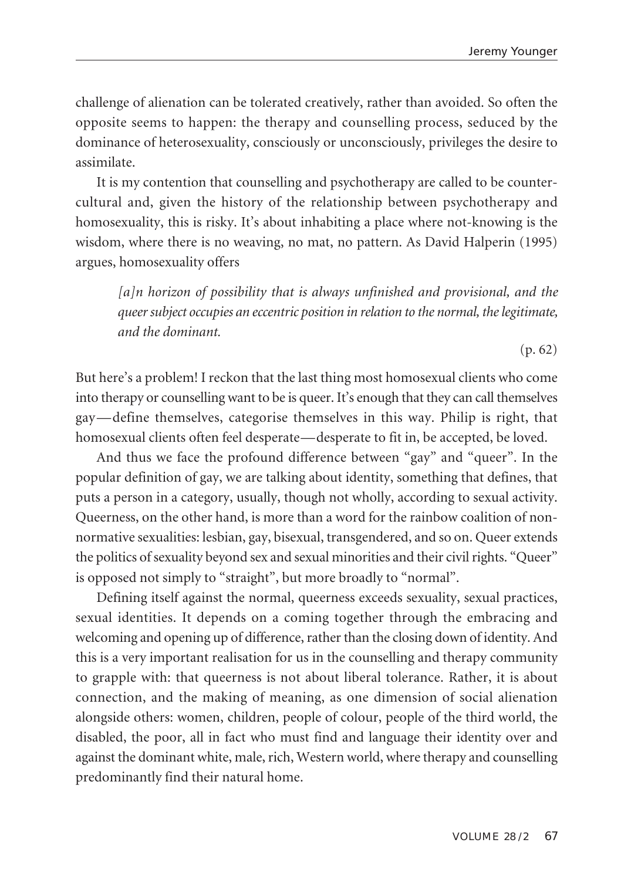challenge of alienation can be tolerated creatively, rather than avoided. So often the opposite seems to happen: the therapy and counselling process, seduced by the dominance of heterosexuality, consciously or unconsciously, privileges the desire to assimilate.

It is my contention that counselling and psychotherapy are called to be counter-cultural and, given the history of the relationship between psychotherapy and homosexuality, this is risky. It's about inhabiting a place where not-knowing is the wisdom, where there is no weaving, no mat, no pattern. As David Halperin (1995) argues, homosexuality offers

> *[a]n horizon of possibility that is always unfinished and provisional, and the queer subject occupies an eccentric position in relation to the normal, the legitimate, and the dominant.*
>
> (p. 62)

But here's a problem! I reckon that the last thing most homosexual clients who come into therapy or counselling want to be is queer. It's enough that they can call themselves gay—define themselves, categorise themselves in this way. Philip is right, that homosexual clients often feel desperate—desperate to fit in, be accepted, be loved.

And thus we face the profound difference between "gay" and "queer". In the popular definition of gay, we are talking about identity, something that defines, that puts a person in a category, usually, though not wholly, according to sexual activity. Queerness, on the other hand, is more than a word for the rainbow coalition of non-normative sexualities: lesbian, gay, bisexual, transgendered, and so on. Queer extends the politics of sexuality beyond sex and sexual minorities and their civil rights. "Queer" is opposed not simply to "straight", but more broadly to "normal".

Defining itself against the normal, queerness exceeds sexuality, sexual practices, sexual identities. It depends on a coming together through the embracing and welcoming and opening up of difference, rather than the closing down of identity. And this is a very important realisation for us in the counselling and therapy community to grapple with: that queerness is not about liberal tolerance. Rather, it is about connection, and the making of meaning, as one dimension of social alienation alongside others: women, children, people of colour, people of the third world, the disabled, the poor, all in fact who must find and language their identity over and against the dominant white, male, rich, Western world, where therapy and counselling predominantly find their natural home.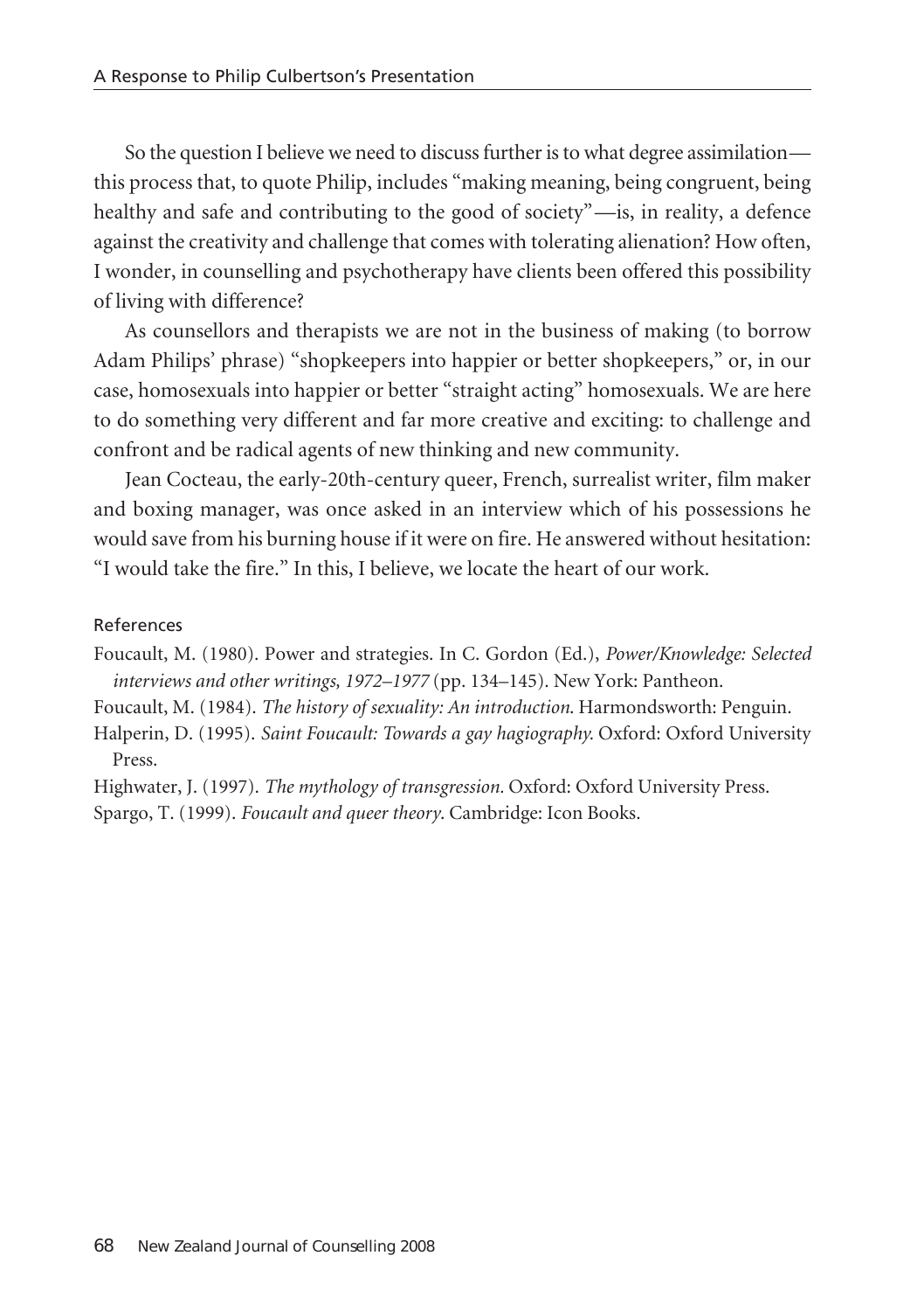So the question I believe we need to discuss further is to what degree assimilation—this process that, to quote Philip, includes "making meaning, being congruent, being healthy and safe and contributing to the good of society"—is, in reality, a defence against the creativity and challenge that comes with tolerating alienation? How often, I wonder, in counselling and psychotherapy have clients been offered this possibility of living with difference?

As counsellors and therapists we are not in the business of making (to borrow Adam Philips' phrase) "shopkeepers into happier or better shopkeepers," or, in our case, homosexuals into happier or better "straight acting" homosexuals. We are here to do something very different and far more creative and exciting: to challenge and confront and be radical agents of new thinking and new community.

Jean Cocteau, the early-20th-century queer, French, surrealist writer, film maker and boxing manager, was once asked in an interview which of his possessions he would save from his burning house if it were on fire. He answered without hesitation: "I would take the fire." In this, I believe, we locate the heart of our work.

## References

Foucault, M. (1980). Power and strategies. In C. Gordon (Ed.), *Power/Knowledge: Selected interviews and other writings, 1972–1977* (pp. 134–145). New York: Pantheon.

Foucault, M. (1984). *The history of sexuality: An introduction.* Harmondsworth: Penguin.

Halperin, D. (1995). *Saint Foucault: Towards a gay hagiography.* Oxford: Oxford University Press.

Highwater, J. (1997). *The mythology of transgression.* Oxford: Oxford University Press.

Spargo, T. (1999). *Foucault and queer theory*. Cambridge: Icon Books.